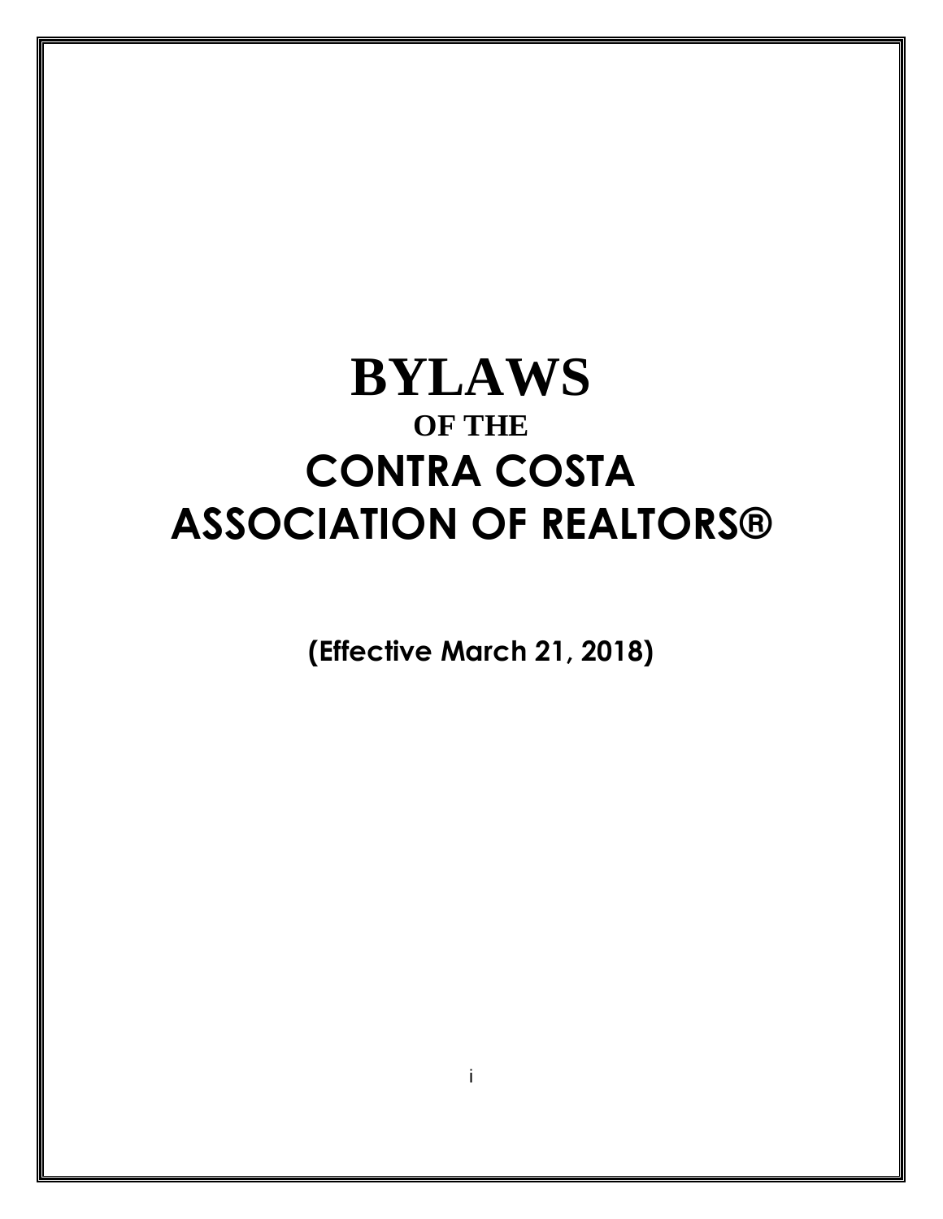# BYLAWS

## OF THE

# CONTRA COSTA ASSOCIATION OF REALTORS®

**(Effective March 21, 2018)**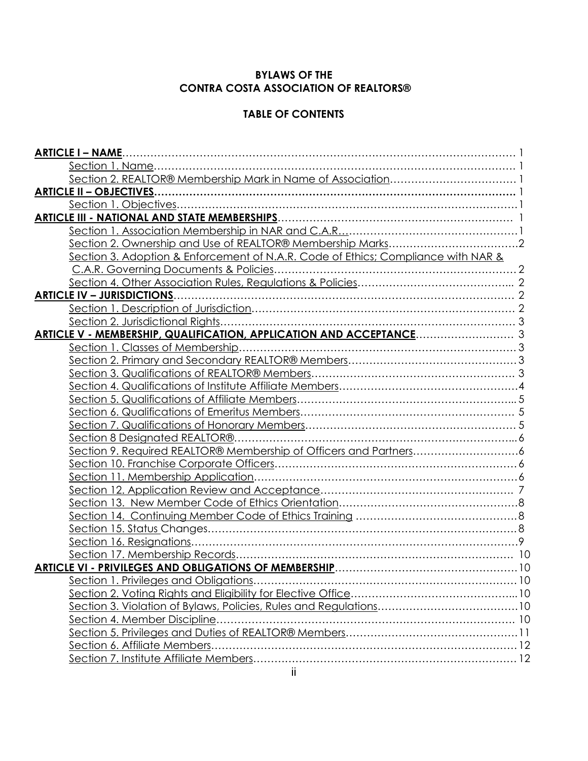**BYLAWS OF THE**
**CONTRA COSTA ASSOCIATION OF REALTORS®**

**TABLE OF CONTENTS**

**ARTICLE I – NAME** .... 1
- Section 1. Name .... 1
- Section 2. REALTOR® Membership Mark in Name of Association .... 1

**ARTICLE II – OBJECTIVES** .... 1
- Section 1. Objectives .... 1

**ARTICLE III - NATIONAL AND STATE MEMBERSHIPS** .... 1
- Section 1. Association Membership in NAR and C.A.R. .... 1
- Section 2. Ownership and Use of REALTOR® Membership Marks .... 2
- Section 3. Adoption & Enforcement of N.A.R. Code of Ethics; Compliance with NAR & C.A.R. Governing Documents & Policies .... 2
- Section 4. Other Association Rules, Regulations & Policies .... 2

**ARTICLE IV – JURISDICTIONS** .... 2
- Section 1. Description of Jurisdiction .... 2
- Section 2. Jurisdictional Rights .... 3

**ARTICLE V - MEMBERSHIP, QUALIFICATION, APPLICATION AND ACCEPTANCE** .... 3
- Section 1. Classes of Membership .... 3
- Section 2. Primary and Secondary REALTOR® Members .... 3
- Section 3. Qualifications of REALTOR® Members .... 3
- Section 4. Qualifications of Institute Affiliate Members .... 4
- Section 5. Qualifications of Affiliate Members .... 5
- Section 6. Qualifications of Emeritus Members .... 5
- Section 7. Qualifications of Honorary Members .... 5
- Section 8 Designated REALTOR® .... 6
- Section 9. Required REALTOR® Membership of Officers and Partners .... 6
- Section 10. Franchise Corporate Officers .... 6
- Section 11. Membership Application .... 6
- Section 12. Application Review and Acceptance .... 7
- Section 13. New Member Code of Ethics Orientation .... 8
- Section 14. Continuing Member Code of Ethics Training .... 8
- Section 15. Status Changes .... 8
- Section 16. Resignations .... 9
- Section 17. Membership Records .... 10

**ARTICLE VI - PRIVILEGES AND OBLIGATIONS OF MEMBERSHIP** .... 10
- Section 1. Privileges and Obligations .... 10
- Section 2. Voting Rights and Eligibility for Elective Office .... 10
- Section 3. Violation of Bylaws, Policies, Rules and Regulations .... 10
- Section 4. Member Discipline .... 10
- Section 5. Privileges and Duties of REALTOR® Members .... 11
- Section 6. Affiliate Members .... 12
- Section 7. Institute Affiliate Members .... 12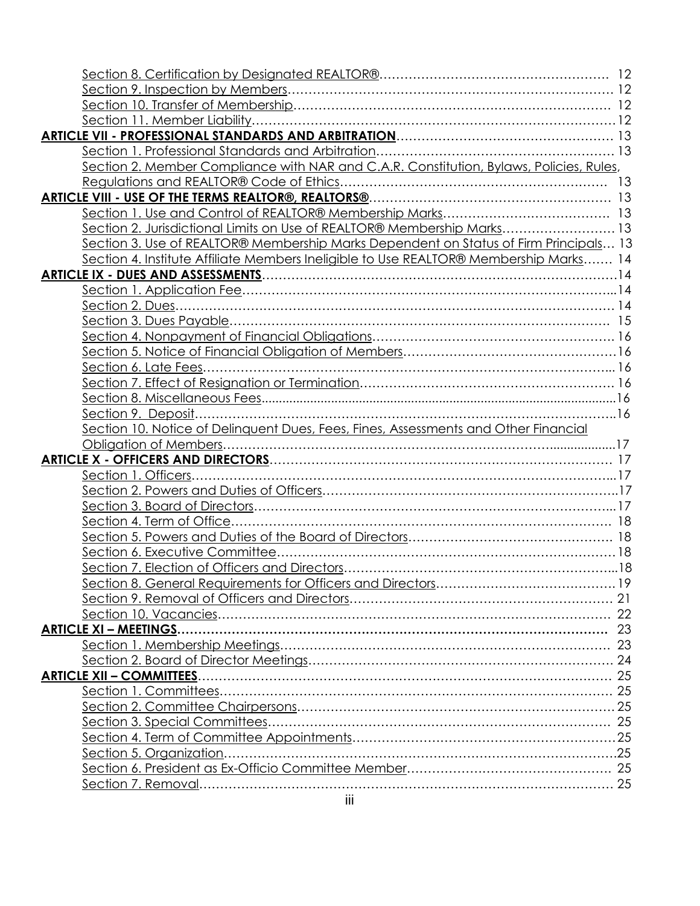Section 8. Certification by Designated REALTOR® .......... 12
Section 9. Inspection by Members .......... 12
Section 10. Transfer of Membership .......... 12
Section 11. Member Liability .......... 12

**ARTICLE VII - PROFESSIONAL STANDARDS AND ARBITRATION** .......... 13
Section 1. Professional Standards and Arbitration .......... 13
Section 2. Member Compliance with NAR and C.A.R. Constitution, Bylaws, Policies, Rules, Regulations and REALTOR® Code of Ethics .......... 13

**ARTICLE VIII - USE OF THE TERMS REALTOR®, REALTORS®** .......... 13
Section 1. Use and Control of REALTOR® Membership Marks .......... 13
Section 2. Jurisdictional Limits on Use of REALTOR® Membership Marks .......... 13
Section 3. Use of REALTOR® Membership Marks Dependent on Status of Firm Principals .......... 13
Section 4. Institute Affiliate Members Ineligible to Use REALTOR® Membership Marks .......... 14

**ARTICLE IX - DUES AND ASSESSMENTS** .......... 14
Section 1. Application Fee .......... 14
Section 2. Dues .......... 14
Section 3. Dues Payable .......... 15
Section 4. Nonpayment of Financial Obligations .......... 16
Section 5. Notice of Financial Obligation of Members .......... 16
Section 6. Late Fees .......... 16
Section 7. Effect of Resignation or Termination .......... 16
Section 8. Miscellaneous Fees .......... 16
Section 9. Deposit .......... 16
Section 10. Notice of Delinquent Dues, Fees, Fines, Assessments and Other Financial Obligation of Members .......... 17

**ARTICLE X - OFFICERS AND DIRECTORS** .......... 17
Section 1. Officers .......... 17
Section 2. Powers and Duties of Officers .......... 17
Section 3. Board of Directors .......... 17
Section 4. Term of Office .......... 18
Section 5. Powers and Duties of the Board of Directors .......... 18
Section 6. Executive Committee .......... 18
Section 7. Election of Officers and Directors .......... 18
Section 8. General Requirements for Officers and Directors .......... 19
Section 9. Removal of Officers and Directors .......... 21
Section 10. Vacancies .......... 22

**ARTICLE XI – MEETINGS** .......... 23
Section 1. Membership Meetings .......... 23
Section 2. Board of Director Meetings .......... 24

**ARTICLE XII – COMMITTEES** .......... 25
Section 1. Committees .......... 25
Section 2. Committee Chairpersons .......... 25
Section 3. Special Committees .......... 25
Section 4. Term of Committee Appointments .......... 25
Section 5. Organization .......... 25
Section 6. President as Ex-Officio Committee Member .......... 25
Section 7. Removal .......... 25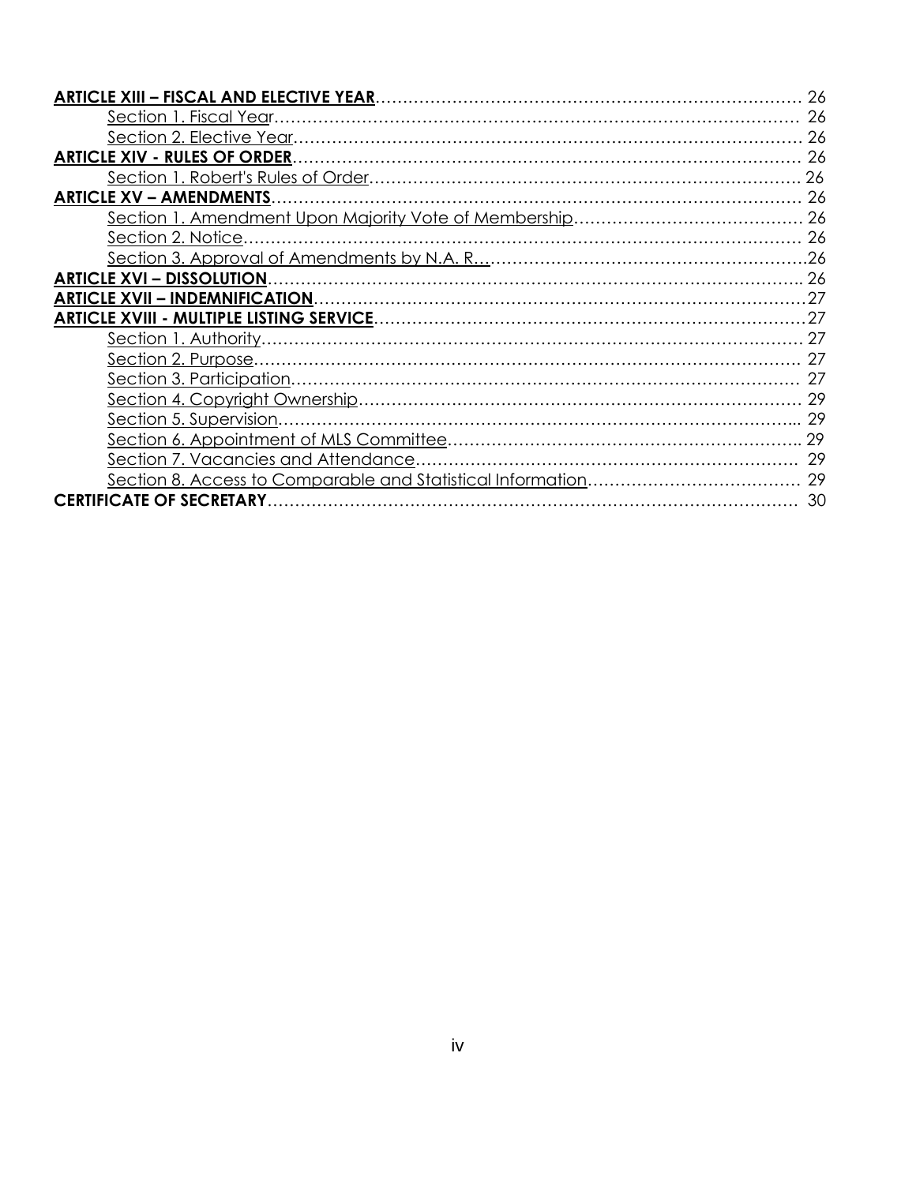**ARTICLE XIII – FISCAL AND ELECTIVE YEAR** …… 26

Section 1. Fiscal Year …… 26

Section 2. Elective Year …… 26

**ARTICLE XIV - RULES OF ORDER** …… 26

Section 1. Robert's Rules of Order …… 26

**ARTICLE XV – AMENDMENTS** …… 26

Section 1. Amendment Upon Majority Vote of Membership …… 26

Section 2. Notice …… 26

Section 3. Approval of Amendments by N.A. R. …… 26

**ARTICLE XVI – DISSOLUTION** …… 26

**ARTICLE XVII – INDEMNIFICATION** …… 27

**ARTICLE XVIII - MULTIPLE LISTING SERVICE** …… 27

Section 1. Authority …… 27

Section 2. Purpose …… 27

Section 3. Participation …… 27

Section 4. Copyright Ownership …… 29

Section 5. Supervision …… 29

Section 6. Appointment of MLS Committee …… 29

Section 7. Vacancies and Attendance …… 29

Section 8. Access to Comparable and Statistical Information …… 29

**CERTIFICATE OF SECRETARY** …… 30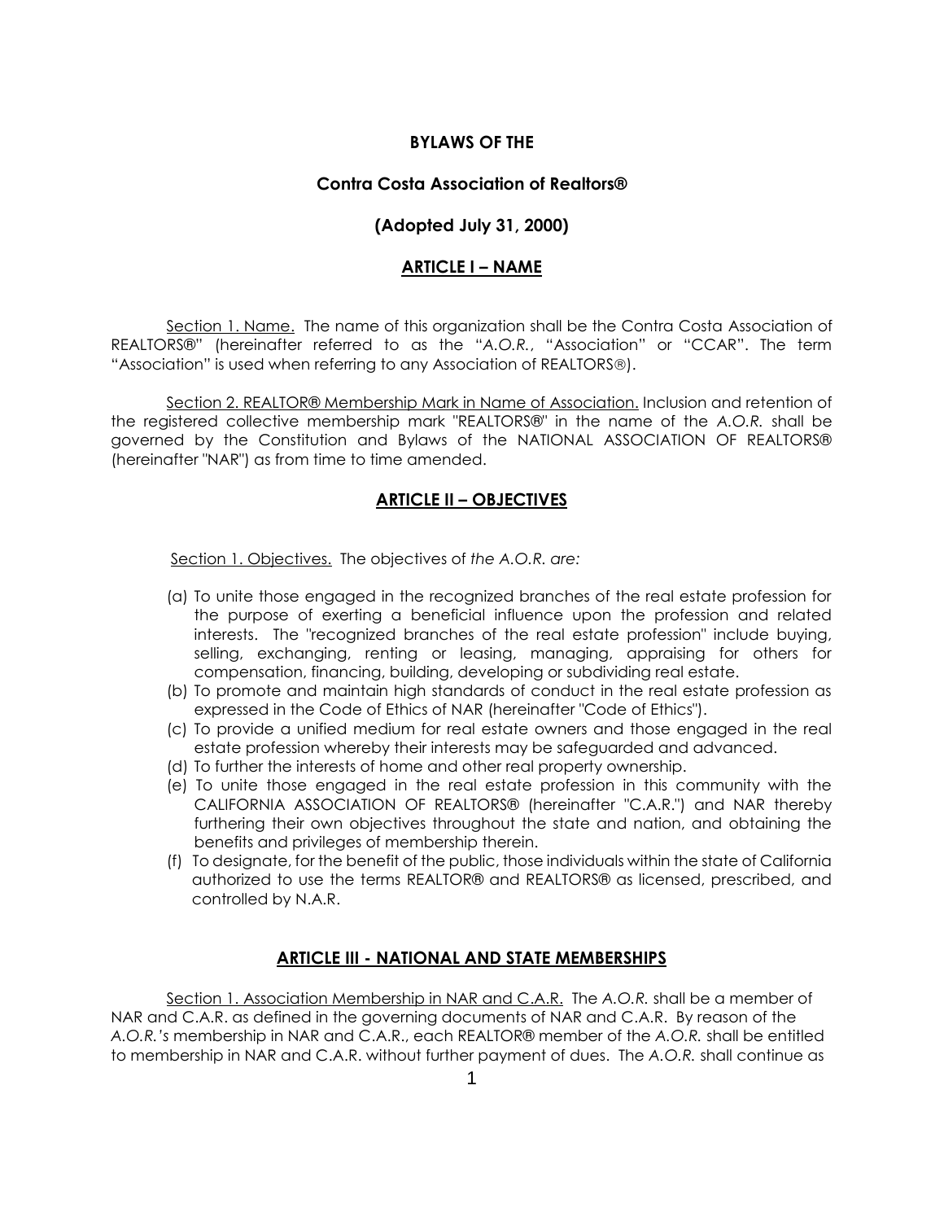**BYLAWS OF THE**

**Contra Costa Association of Realtors®**

**(Adopted July 31, 2000)**

## ARTICLE I – NAME

Section 1. Name. The name of this organization shall be the Contra Costa Association of REALTORS®" (hereinafter referred to as the "*A.O.R.*, "Association" or "CCAR". The term "Association" is used when referring to any Association of REALTORS®).

Section 2. REALTOR® Membership Mark in Name of Association. Inclusion and retention of the registered collective membership mark "REALTORS®" in the name of the *A.O.R.* shall be governed by the Constitution and Bylaws of the NATIONAL ASSOCIATION OF REALTORS® (hereinafter "NAR") as from time to time amended.

## ARTICLE II – OBJECTIVES

Section 1. Objectives. The objectives of *the A.O.R. are:*

(a) To unite those engaged in the recognized branches of the real estate profession for the purpose of exerting a beneficial influence upon the profession and related interests. The "recognized branches of the real estate profession" include buying, selling, exchanging, renting or leasing, managing, appraising for others for compensation, financing, building, developing or subdividing real estate.
(b) To promote and maintain high standards of conduct in the real estate profession as expressed in the Code of Ethics of NAR (hereinafter "Code of Ethics").
(c) To provide a unified medium for real estate owners and those engaged in the real estate profession whereby their interests may be safeguarded and advanced.
(d) To further the interests of home and other real property ownership.
(e) To unite those engaged in the real estate profession in this community with the CALIFORNIA ASSOCIATION OF REALTORS® (hereinafter "C.A.R.") and NAR thereby furthering their own objectives throughout the state and nation, and obtaining the benefits and privileges of membership therein.
(f) To designate, for the benefit of the public, those individuals within the state of California authorized to use the terms REALTOR® and REALTORS® as licensed, prescribed, and controlled by N.A.R.

## ARTICLE III - NATIONAL AND STATE MEMBERSHIPS

Section 1. Association Membership in NAR and C.A.R. The *A.O.R.* shall be a member of NAR and C.A.R. as defined in the governing documents of NAR and C.A.R. By reason of the *A.O.R.'s* membership in NAR and C.A.R., each REALTOR® member of the *A.O.R.* shall be entitled to membership in NAR and C.A.R. without further payment of dues. The *A.O.R.* shall continue as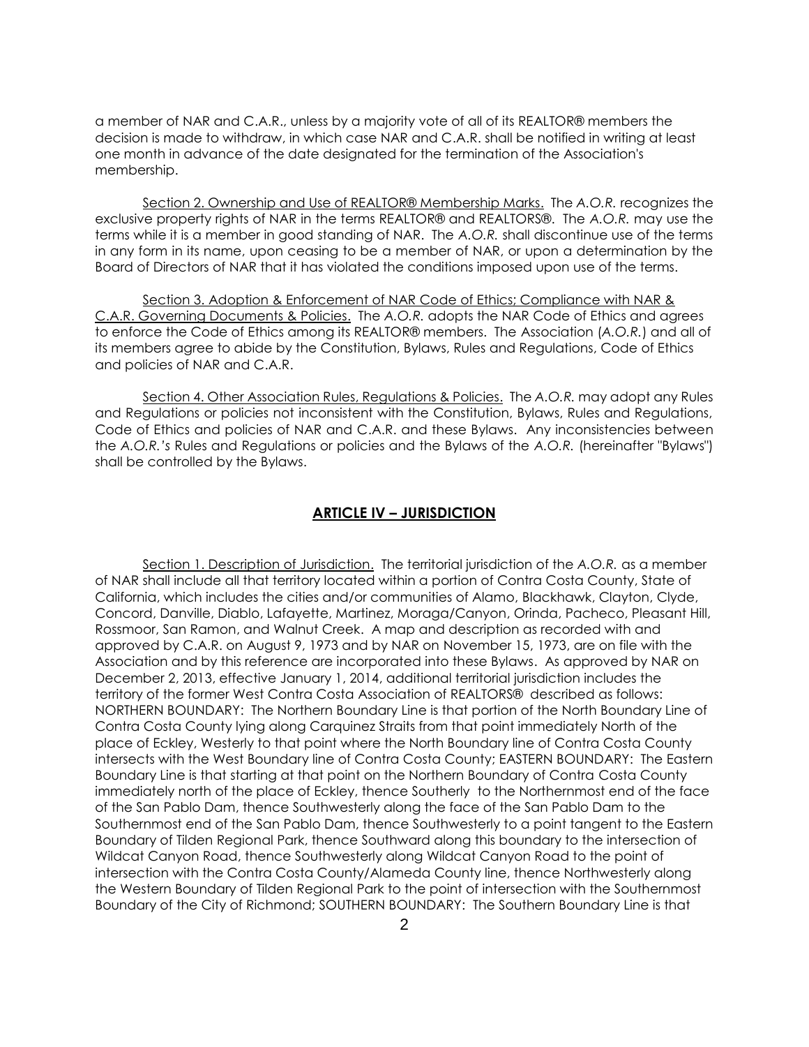a member of NAR and C.A.R., unless by a majority vote of all of its REALTOR® members the decision is made to withdraw, in which case NAR and C.A.R. shall be notified in writing at least one month in advance of the date designated for the termination of the Association's membership.

Section 2. Ownership and Use of REALTOR® Membership Marks. The *A.O.R.* recognizes the exclusive property rights of NAR in the terms REALTOR® and REALTORS®. The *A.O.R.* may use the terms while it is a member in good standing of NAR. The *A.O.R.* shall discontinue use of the terms in any form in its name, upon ceasing to be a member of NAR, or upon a determination by the Board of Directors of NAR that it has violated the conditions imposed upon use of the terms.

Section 3. Adoption & Enforcement of NAR Code of Ethics; Compliance with NAR & C.A.R. Governing Documents & Policies. The *A.O.R.* adopts the NAR Code of Ethics and agrees to enforce the Code of Ethics among its REALTOR® members. The Association (*A.O.R.*) and all of its members agree to abide by the Constitution, Bylaws, Rules and Regulations, Code of Ethics and policies of NAR and C.A.R.

Section 4. Other Association Rules, Regulations & Policies. The *A.O.R.* may adopt any Rules and Regulations or policies not inconsistent with the Constitution, Bylaws, Rules and Regulations, Code of Ethics and policies of NAR and C.A.R. and these Bylaws. Any inconsistencies between the *A.O.R.'s* Rules and Regulations or policies and the Bylaws of the *A.O.R.* (hereinafter "Bylaws") shall be controlled by the Bylaws.

## ARTICLE IV – JURISDICTION

Section 1. Description of Jurisdiction. The territorial jurisdiction of the *A.O.R.* as a member of NAR shall include all that territory located within a portion of Contra Costa County, State of California, which includes the cities and/or communities of Alamo, Blackhawk, Clayton, Clyde, Concord, Danville, Diablo, Lafayette, Martinez, Moraga/Canyon, Orinda, Pacheco, Pleasant Hill, Rossmoor, San Ramon, and Walnut Creek. A map and description as recorded with and approved by C.A.R. on August 9, 1973 and by NAR on November 15, 1973, are on file with the Association and by this reference are incorporated into these Bylaws. As approved by NAR on December 2, 2013, effective January 1, 2014, additional territorial jurisdiction includes the territory of the former West Contra Costa Association of REALTORS® described as follows: NORTHERN BOUNDARY: The Northern Boundary Line is that portion of the North Boundary Line of Contra Costa County lying along Carquinez Straits from that point immediately North of the place of Eckley, Westerly to that point where the North Boundary line of Contra Costa County intersects with the West Boundary line of Contra Costa County; EASTERN BOUNDARY: The Eastern Boundary Line is that starting at that point on the Northern Boundary of Contra Costa County immediately north of the place of Eckley, thence Southerly to the Northernmost end of the face of the San Pablo Dam, thence Southwesterly along the face of the San Pablo Dam to the Southernmost end of the San Pablo Dam, thence Southwesterly to a point tangent to the Eastern Boundary of Tilden Regional Park, thence Southward along this boundary to the intersection of Wildcat Canyon Road, thence Southwesterly along Wildcat Canyon Road to the point of intersection with the Contra Costa County/Alameda County line, thence Northwesterly along the Western Boundary of Tilden Regional Park to the point of intersection with the Southernmost Boundary of the City of Richmond; SOUTHERN BOUNDARY: The Southern Boundary Line is that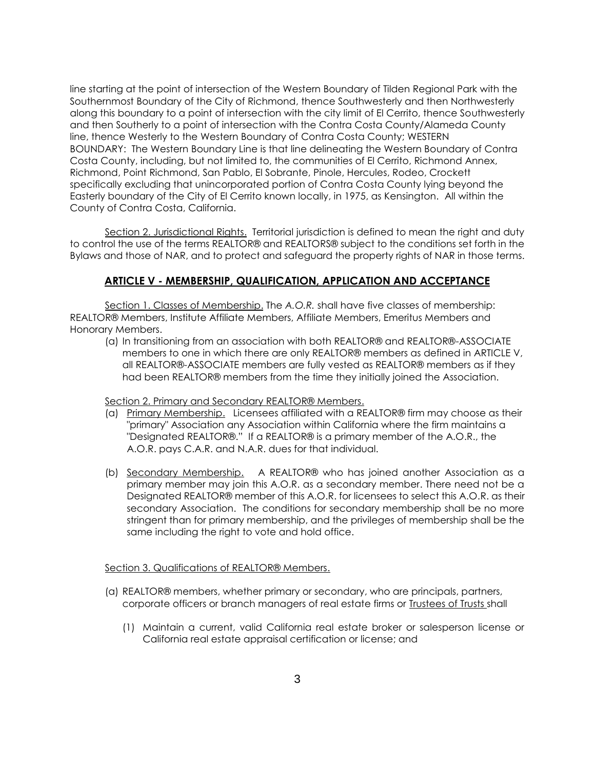line starting at the point of intersection of the Western Boundary of Tilden Regional Park with the Southernmost Boundary of the City of Richmond, thence Southwesterly and then Northwesterly along this boundary to a point of intersection with the city limit of El Cerrito, thence Southwesterly and then Southerly to a point of intersection with the Contra Costa County/Alameda County line, thence Westerly to the Western Boundary of Contra Costa County; WESTERN BOUNDARY: The Western Boundary Line is that line delineating the Western Boundary of Contra Costa County, including, but not limited to, the communities of El Cerrito, Richmond Annex, Richmond, Point Richmond, San Pablo, El Sobrante, Pinole, Hercules, Rodeo, Crockett specifically excluding that unincorporated portion of Contra Costa County lying beyond the Easterly boundary of the City of El Cerrito known locally, in 1975, as Kensington. All within the County of Contra Costa, California.

Section 2. Jurisdictional Rights. Territorial jurisdiction is defined to mean the right and duty to control the use of the terms REALTOR® and REALTORS® subject to the conditions set forth in the Bylaws and those of NAR, and to protect and safeguard the property rights of NAR in those terms.

## ARTICLE V - MEMBERSHIP, QUALIFICATION, APPLICATION AND ACCEPTANCE

Section 1. Classes of Membership. The *A.O.R.* shall have five classes of membership: REALTOR® Members, Institute Affiliate Members, Affiliate Members, Emeritus Members and Honorary Members.

(a) In transitioning from an association with both REALTOR® and REALTOR®-ASSOCIATE members to one in which there are only REALTOR® members as defined in ARTICLE V, all REALTOR®-ASSOCIATE members are fully vested as REALTOR® members as if they had been REALTOR® members from the time they initially joined the Association.

Section 2. Primary and Secondary REALTOR® Members.

(a) Primary Membership. Licensees affiliated with a REALTOR® firm may choose as their "primary" Association any Association within California where the firm maintains a "Designated REALTOR®." If a REALTOR® is a primary member of the A.O.R., the A.O.R. pays C.A.R. and N.A.R. dues for that individual.

(b) Secondary Membership. A REALTOR® who has joined another Association as a primary member may join this A.O.R. as a secondary member. There need not be a Designated REALTOR® member of this A.O.R. for licensees to select this A.O.R. as their secondary Association. The conditions for secondary membership shall be no more stringent than for primary membership, and the privileges of membership shall be the same including the right to vote and hold office.

Section 3. Qualifications of REALTOR® Members.

(a) REALTOR® members, whether primary or secondary, who are principals, partners, corporate officers or branch managers of real estate firms or Trustees of Trusts shall

   (1) Maintain a current, valid California real estate broker or salesperson license or California real estate appraisal certification or license; and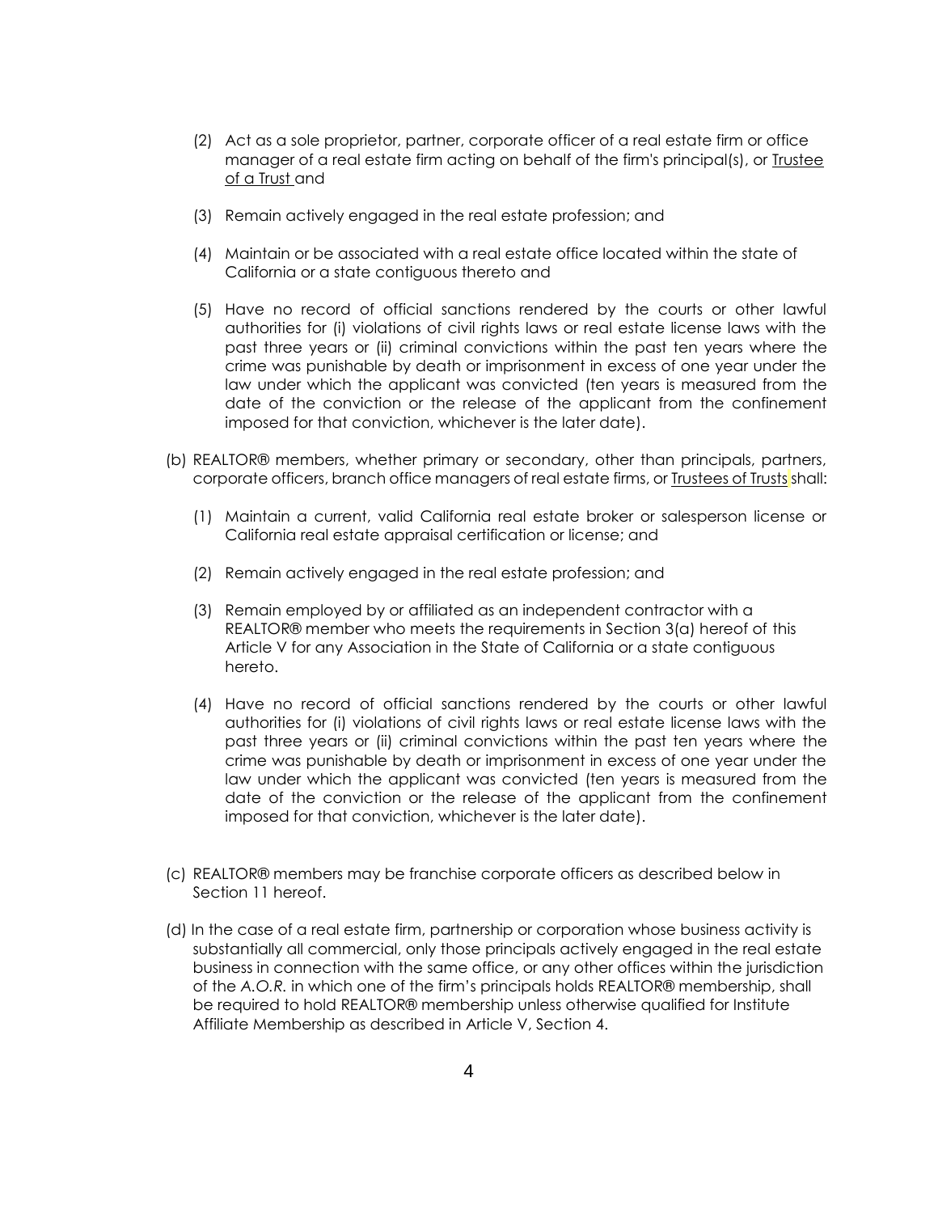(2) Act as a sole proprietor, partner, corporate officer of a real estate firm or office manager of a real estate firm acting on behalf of the firm's principal(s), or <u>Trustee of a Trust</u> and

(3) Remain actively engaged in the real estate profession; and

(4) Maintain or be associated with a real estate office located within the state of California or a state contiguous thereto and

(5) Have no record of official sanctions rendered by the courts or other lawful authorities for (i) violations of civil rights laws or real estate license laws with the past three years or (ii) criminal convictions within the past ten years where the crime was punishable by death or imprisonment in excess of one year under the law under which the applicant was convicted (ten years is measured from the date of the conviction or the release of the applicant from the confinement imposed for that conviction, whichever is the later date).

(b) REALTOR® members, whether primary or secondary, other than principals, partners, corporate officers, branch office managers of real estate firms, or <u>Trustees of Trusts</u> shall:

(1) Maintain a current, valid California real estate broker or salesperson license or California real estate appraisal certification or license; and

(2) Remain actively engaged in the real estate profession; and

(3) Remain employed by or affiliated as an independent contractor with a REALTOR® member who meets the requirements in Section 3(a) hereof of this Article V for any Association in the State of California or a state contiguous hereto.

(4) Have no record of official sanctions rendered by the courts or other lawful authorities for (i) violations of civil rights laws or real estate license laws with the past three years or (ii) criminal convictions within the past ten years where the crime was punishable by death or imprisonment in excess of one year under the law under which the applicant was convicted (ten years is measured from the date of the conviction or the release of the applicant from the confinement imposed for that conviction, whichever is the later date).

(c) REALTOR® members may be franchise corporate officers as described below in Section 11 hereof.

(d) In the case of a real estate firm, partnership or corporation whose business activity is substantially all commercial, only those principals actively engaged in the real estate business in connection with the same office, or any other offices within the jurisdiction of the *A.O.R.* in which one of the firm's principals holds REALTOR® membership, shall be required to hold REALTOR® membership unless otherwise qualified for Institute Affiliate Membership as described in Article V, Section 4.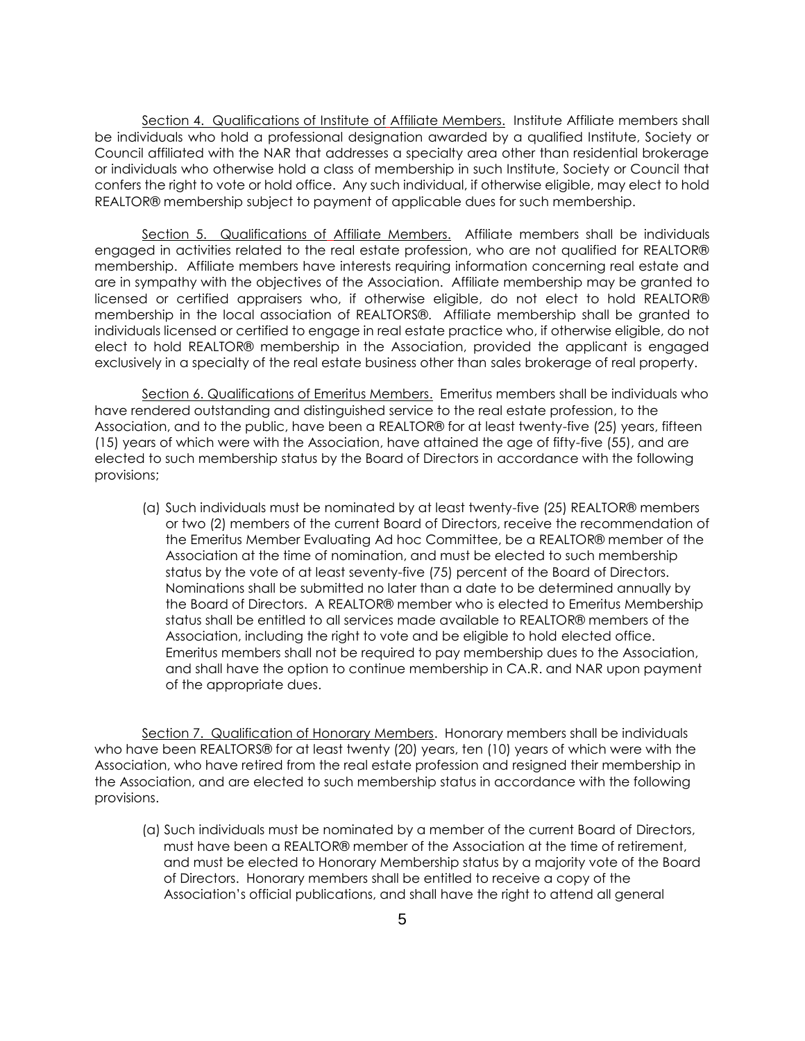Section 4. Qualifications of Institute of Affiliate Members. Institute Affiliate members shall be individuals who hold a professional designation awarded by a qualified Institute, Society or Council affiliated with the NAR that addresses a specialty area other than residential brokerage or individuals who otherwise hold a class of membership in such Institute, Society or Council that confers the right to vote or hold office. Any such individual, if otherwise eligible, may elect to hold REALTOR® membership subject to payment of applicable dues for such membership.

Section 5. Qualifications of Affiliate Members. Affiliate members shall be individuals engaged in activities related to the real estate profession, who are not qualified for REALTOR® membership. Affiliate members have interests requiring information concerning real estate and are in sympathy with the objectives of the Association. Affiliate membership may be granted to licensed or certified appraisers who, if otherwise eligible, do not elect to hold REALTOR® membership in the local association of REALTORS®. Affiliate membership shall be granted to individuals licensed or certified to engage in real estate practice who, if otherwise eligible, do not elect to hold REALTOR® membership in the Association, provided the applicant is engaged exclusively in a specialty of the real estate business other than sales brokerage of real property.

Section 6. Qualifications of Emeritus Members. Emeritus members shall be individuals who have rendered outstanding and distinguished service to the real estate profession, to the Association, and to the public, have been a REALTOR® for at least twenty-five (25) years, fifteen (15) years of which were with the Association, have attained the age of fifty-five (55), and are elected to such membership status by the Board of Directors in accordance with the following provisions;

(a) Such individuals must be nominated by at least twenty-five (25) REALTOR® members or two (2) members of the current Board of Directors, receive the recommendation of the Emeritus Member Evaluating Ad hoc Committee, be a REALTOR® member of the Association at the time of nomination, and must be elected to such membership status by the vote of at least seventy-five (75) percent of the Board of Directors. Nominations shall be submitted no later than a date to be determined annually by the Board of Directors. A REALTOR® member who is elected to Emeritus Membership status shall be entitled to all services made available to REALTOR® members of the Association, including the right to vote and be eligible to hold elected office. Emeritus members shall not be required to pay membership dues to the Association, and shall have the option to continue membership in CA.R. and NAR upon payment of the appropriate dues.

Section 7. Qualification of Honorary Members. Honorary members shall be individuals who have been REALTORS® for at least twenty (20) years, ten (10) years of which were with the Association, who have retired from the real estate profession and resigned their membership in the Association, and are elected to such membership status in accordance with the following provisions.

(a) Such individuals must be nominated by a member of the current Board of Directors, must have been a REALTOR® member of the Association at the time of retirement, and must be elected to Honorary Membership status by a majority vote of the Board of Directors. Honorary members shall be entitled to receive a copy of the Association's official publications, and shall have the right to attend all general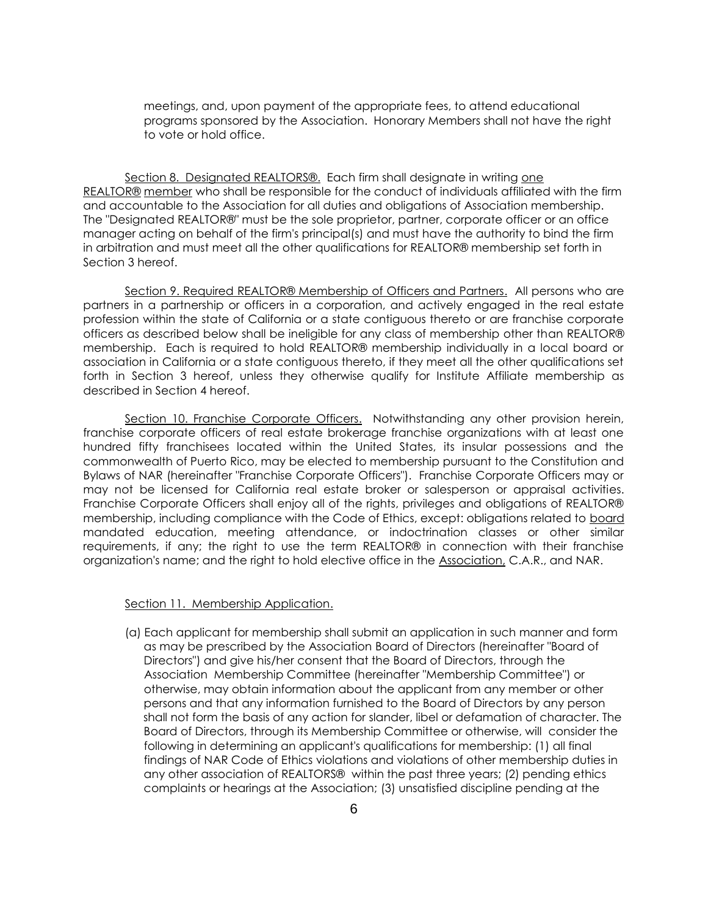meetings, and, upon payment of the appropriate fees, to attend educational programs sponsored by the Association. Honorary Members shall not have the right to vote or hold office.

Section 8. Designated REALTORS®. Each firm shall designate in writing one REALTOR® member who shall be responsible for the conduct of individuals affiliated with the firm and accountable to the Association for all duties and obligations of Association membership. The "Designated REALTOR®" must be the sole proprietor, partner, corporate officer or an office manager acting on behalf of the firm's principal(s) and must have the authority to bind the firm in arbitration and must meet all the other qualifications for REALTOR® membership set forth in Section 3 hereof.

Section 9. Required REALTOR® Membership of Officers and Partners. All persons who are partners in a partnership or officers in a corporation, and actively engaged in the real estate profession within the state of California or a state contiguous thereto or are franchise corporate officers as described below shall be ineligible for any class of membership other than REALTOR® membership. Each is required to hold REALTOR® membership individually in a local board or association in California or a state contiguous thereto, if they meet all the other qualifications set forth in Section 3 hereof, unless they otherwise qualify for Institute Affiliate membership as described in Section 4 hereof.

Section 10. Franchise Corporate Officers. Notwithstanding any other provision herein, franchise corporate officers of real estate brokerage franchise organizations with at least one hundred fifty franchisees located within the United States, its insular possessions and the commonwealth of Puerto Rico, may be elected to membership pursuant to the Constitution and Bylaws of NAR (hereinafter "Franchise Corporate Officers"). Franchise Corporate Officers may or may not be licensed for California real estate broker or salesperson or appraisal activities. Franchise Corporate Officers shall enjoy all of the rights, privileges and obligations of REALTOR® membership, including compliance with the Code of Ethics, except: obligations related to board mandated education, meeting attendance, or indoctrination classes or other similar requirements, if any; the right to use the term REALTOR® in connection with their franchise organization's name; and the right to hold elective office in the Association, C.A.R., and NAR.

Section 11. Membership Application.

(a) Each applicant for membership shall submit an application in such manner and form as may be prescribed by the Association Board of Directors (hereinafter "Board of Directors") and give his/her consent that the Board of Directors, through the Association Membership Committee (hereinafter "Membership Committee") or otherwise, may obtain information about the applicant from any member or other persons and that any information furnished to the Board of Directors by any person shall not form the basis of any action for slander, libel or defamation of character. The Board of Directors, through its Membership Committee or otherwise, will consider the following in determining an applicant's qualifications for membership: (1) all final findings of NAR Code of Ethics violations and violations of other membership duties in any other association of REALTORS® within the past three years; (2) pending ethics complaints or hearings at the Association; (3) unsatisfied discipline pending at the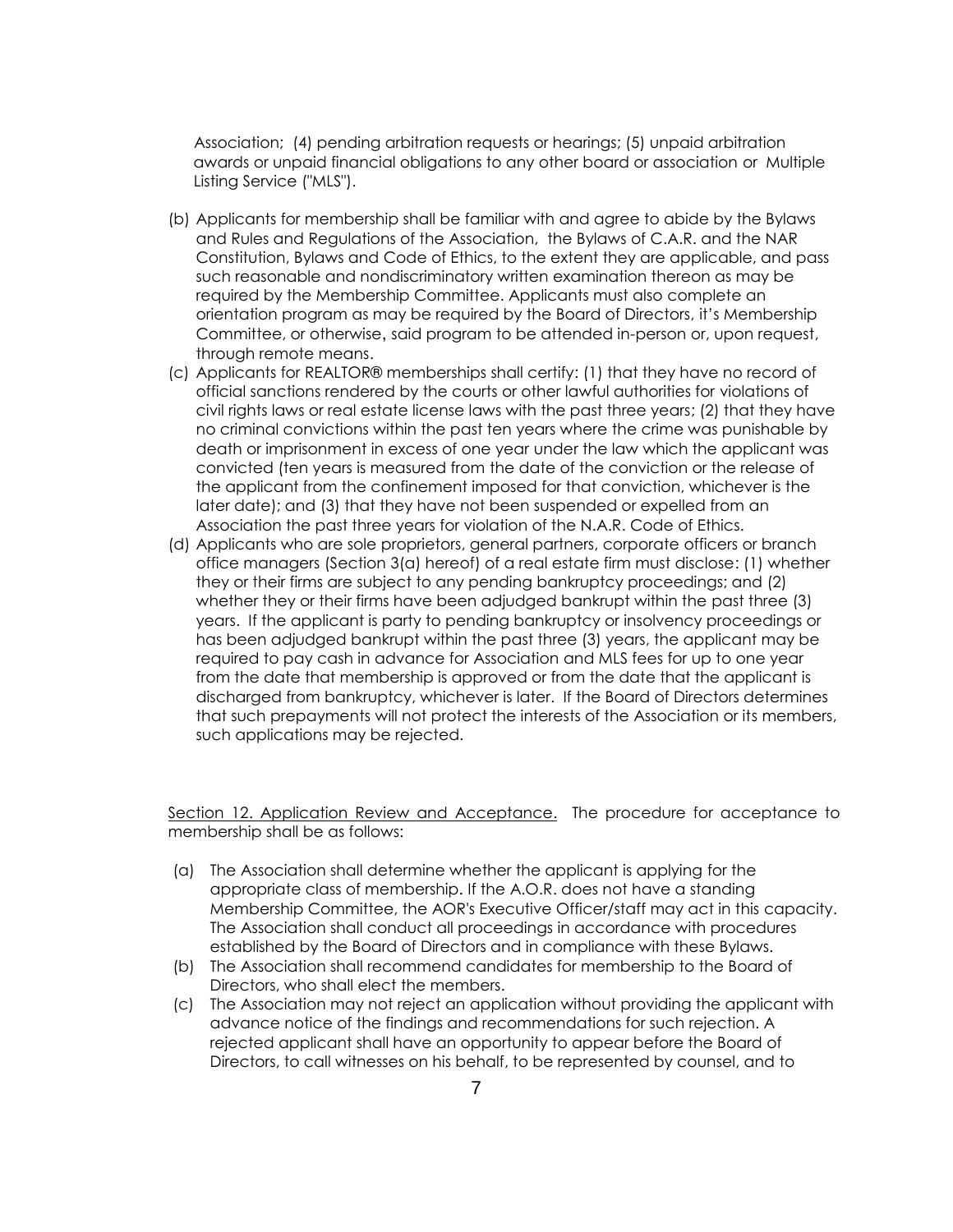Association; (4) pending arbitration requests or hearings; (5) unpaid arbitration awards or unpaid financial obligations to any other board or association or Multiple Listing Service ("MLS").

(b) Applicants for membership shall be familiar with and agree to abide by the Bylaws and Rules and Regulations of the Association, the Bylaws of C.A.R. and the NAR Constitution, Bylaws and Code of Ethics, to the extent they are applicable, and pass such reasonable and nondiscriminatory written examination thereon as may be required by the Membership Committee. Applicants must also complete an orientation program as may be required by the Board of Directors, it's Membership Committee, or otherwise, said program to be attended in-person or, upon request, through remote means.

(c) Applicants for REALTOR® memberships shall certify: (1) that they have no record of official sanctions rendered by the courts or other lawful authorities for violations of civil rights laws or real estate license laws with the past three years; (2) that they have no criminal convictions within the past ten years where the crime was punishable by death or imprisonment in excess of one year under the law which the applicant was convicted (ten years is measured from the date of the conviction or the release of the applicant from the confinement imposed for that conviction, whichever is the later date); and (3) that they have not been suspended or expelled from an Association the past three years for violation of the N.A.R. Code of Ethics.

(d) Applicants who are sole proprietors, general partners, corporate officers or branch office managers (Section 3(a) hereof) of a real estate firm must disclose: (1) whether they or their firms are subject to any pending bankruptcy proceedings; and (2) whether they or their firms have been adjudged bankrupt within the past three (3) years. If the applicant is party to pending bankruptcy or insolvency proceedings or has been adjudged bankrupt within the past three (3) years, the applicant may be required to pay cash in advance for Association and MLS fees for up to one year from the date that membership is approved or from the date that the applicant is discharged from bankruptcy, whichever is later. If the Board of Directors determines that such prepayments will not protect the interests of the Association or its members, such applications may be rejected.

Section 12. Application Review and Acceptance. The procedure for acceptance to membership shall be as follows:

(a) The Association shall determine whether the applicant is applying for the appropriate class of membership. If the A.O.R. does not have a standing Membership Committee, the AOR's Executive Officer/staff may act in this capacity. The Association shall conduct all proceedings in accordance with procedures established by the Board of Directors and in compliance with these Bylaws.

(b) The Association shall recommend candidates for membership to the Board of Directors, who shall elect the members.

(c) The Association may not reject an application without providing the applicant with advance notice of the findings and recommendations for such rejection. A rejected applicant shall have an opportunity to appear before the Board of Directors, to call witnesses on his behalf, to be represented by counsel, and to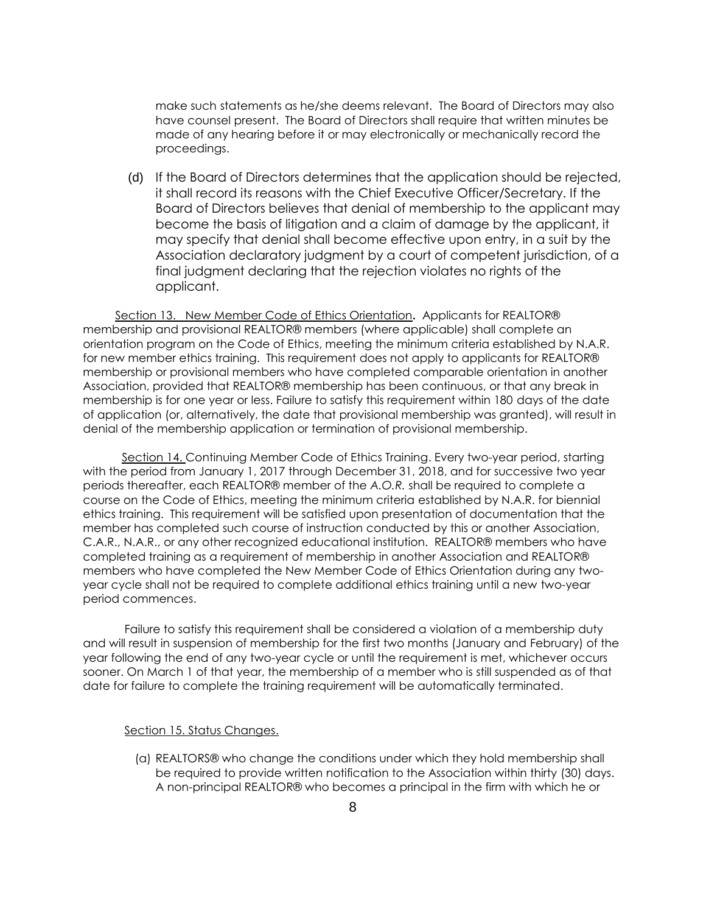make such statements as he/she deems relevant. The Board of Directors may also have counsel present. The Board of Directors shall require that written minutes be made of any hearing before it or may electronically or mechanically record the proceedings.

(d) If the Board of Directors determines that the application should be rejected, it shall record its reasons with the Chief Executive Officer/Secretary. If the Board of Directors believes that denial of membership to the applicant may become the basis of litigation and a claim of damage by the applicant, it may specify that denial shall become effective upon entry, in a suit by the Association declaratory judgment by a court of competent jurisdiction, of a final judgment declaring that the rejection violates no rights of the applicant.

Section 13. New Member Code of Ethics Orientation**.** Applicants for REALTOR® membership and provisional REALTOR® members (where applicable) shall complete an orientation program on the Code of Ethics, meeting the minimum criteria established by N.A.R. for new member ethics training. This requirement does not apply to applicants for REALTOR® membership or provisional members who have completed comparable orientation in another Association, provided that REALTOR® membership has been continuous, or that any break in membership is for one year or less. Failure to satisfy this requirement within 180 days of the date of application (or, alternatively, the date that provisional membership was granted), will result in denial of the membership application or termination of provisional membership.

Section 14. Continuing Member Code of Ethics Training. Every two-year period, starting with the period from January 1, 2017 through December 31, 2018, and for successive two year periods thereafter, each REALTOR® member of the *A.O.R.* shall be required to complete a course on the Code of Ethics, meeting the minimum criteria established by N.A.R. for biennial ethics training. This requirement will be satisfied upon presentation of documentation that the member has completed such course of instruction conducted by this or another Association, C.A.R., N.A.R., or any other recognized educational institution. REALTOR® members who have completed training as a requirement of membership in another Association and REALTOR® members who have completed the New Member Code of Ethics Orientation during any two-year cycle shall not be required to complete additional ethics training until a new two-year period commences.

Failure to satisfy this requirement shall be considered a violation of a membership duty and will result in suspension of membership for the first two months (January and February) of the year following the end of any two-year cycle or until the requirement is met, whichever occurs sooner. On March 1 of that year, the membership of a member who is still suspended as of that date for failure to complete the training requirement will be automatically terminated.

Section 15. Status Changes.

(a) REALTORS® who change the conditions under which they hold membership shall be required to provide written notification to the Association within thirty (30) days. A non-principal REALTOR® who becomes a principal in the firm with which he or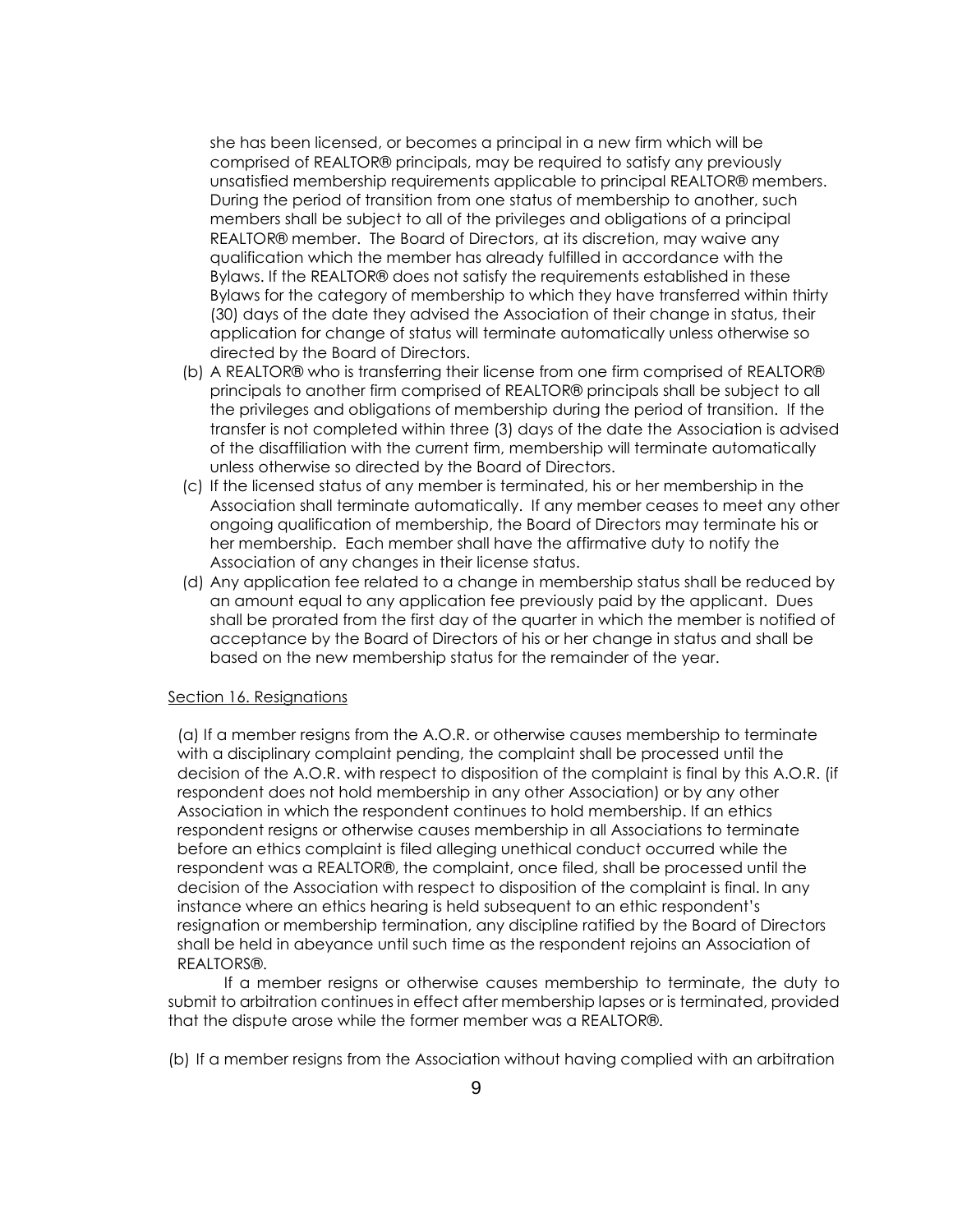she has been licensed, or becomes a principal in a new firm which will be comprised of REALTOR® principals, may be required to satisfy any previously unsatisfied membership requirements applicable to principal REALTOR® members. During the period of transition from one status of membership to another, such members shall be subject to all of the privileges and obligations of a principal REALTOR® member. The Board of Directors, at its discretion, may waive any qualification which the member has already fulfilled in accordance with the Bylaws. If the REALTOR® does not satisfy the requirements established in these Bylaws for the category of membership to which they have transferred within thirty (30) days of the date they advised the Association of their change in status, their application for change of status will terminate automatically unless otherwise so directed by the Board of Directors.

(b) A REALTOR® who is transferring their license from one firm comprised of REALTOR® principals to another firm comprised of REALTOR® principals shall be subject to all the privileges and obligations of membership during the period of transition. If the transfer is not completed within three (3) days of the date the Association is advised of the disaffiliation with the current firm, membership will terminate automatically unless otherwise so directed by the Board of Directors.

(c) If the licensed status of any member is terminated, his or her membership in the Association shall terminate automatically. If any member ceases to meet any other ongoing qualification of membership, the Board of Directors may terminate his or her membership. Each member shall have the affirmative duty to notify the Association of any changes in their license status.

(d) Any application fee related to a change in membership status shall be reduced by an amount equal to any application fee previously paid by the applicant. Dues shall be prorated from the first day of the quarter in which the member is notified of acceptance by the Board of Directors of his or her change in status and shall be based on the new membership status for the remainder of the year.

Section 16. Resignations

(a) If a member resigns from the A.O.R. or otherwise causes membership to terminate with a disciplinary complaint pending, the complaint shall be processed until the decision of the A.O.R. with respect to disposition of the complaint is final by this A.O.R. (if respondent does not hold membership in any other Association) or by any other Association in which the respondent continues to hold membership. If an ethics respondent resigns or otherwise causes membership in all Associations to terminate before an ethics complaint is filed alleging unethical conduct occurred while the respondent was a REALTOR®, the complaint, once filed, shall be processed until the decision of the Association with respect to disposition of the complaint is final. In any instance where an ethics hearing is held subsequent to an ethic respondent's resignation or membership termination, any discipline ratified by the Board of Directors shall be held in abeyance until such time as the respondent rejoins an Association of REALTORS®.

If a member resigns or otherwise causes membership to terminate, the duty to submit to arbitration continues in effect after membership lapses or is terminated, provided that the dispute arose while the former member was a REALTOR®.

(b) If a member resigns from the Association without having complied with an arbitration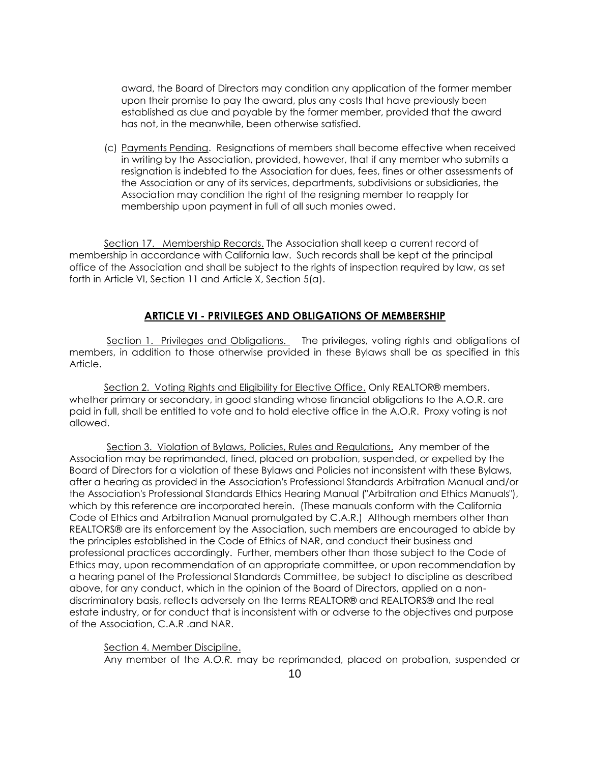award, the Board of Directors may condition any application of the former member upon their promise to pay the award, plus any costs that have previously been established as due and payable by the former member, provided that the award has not, in the meanwhile, been otherwise satisfied.

(c) Payments Pending. Resignations of members shall become effective when received in writing by the Association, provided, however, that if any member who submits a resignation is indebted to the Association for dues, fees, fines or other assessments of the Association or any of its services, departments, subdivisions or subsidiaries, the Association may condition the right of the resigning member to reapply for membership upon payment in full of all such monies owed.

Section 17. Membership Records. The Association shall keep a current record of membership in accordance with California law. Such records shall be kept at the principal office of the Association and shall be subject to the rights of inspection required by law, as set forth in Article VI, Section 11 and Article X, Section 5(a).

## ARTICLE VI - PRIVILEGES AND OBLIGATIONS OF MEMBERSHIP

Section 1. Privileges and Obligations. The privileges, voting rights and obligations of members, in addition to those otherwise provided in these Bylaws shall be as specified in this Article.

Section 2. Voting Rights and Eligibility for Elective Office. Only REALTOR® members, whether primary or secondary, in good standing whose financial obligations to the A.O.R. are paid in full, shall be entitled to vote and to hold elective office in the A.O.R. Proxy voting is not allowed.

Section 3. Violation of Bylaws, Policies, Rules and Regulations. Any member of the Association may be reprimanded, fined, placed on probation, suspended, or expelled by the Board of Directors for a violation of these Bylaws and Policies not inconsistent with these Bylaws, after a hearing as provided in the Association's Professional Standards Arbitration Manual and/or the Association's Professional Standards Ethics Hearing Manual ("Arbitration and Ethics Manuals"), which by this reference are incorporated herein. (These manuals conform with the California Code of Ethics and Arbitration Manual promulgated by C.A.R.) Although members other than REALTORS® are its enforcement by the Association, such members are encouraged to abide by the principles established in the Code of Ethics of NAR, and conduct their business and professional practices accordingly. Further, members other than those subject to the Code of Ethics may, upon recommendation of an appropriate committee, or upon recommendation by a hearing panel of the Professional Standards Committee, be subject to discipline as described above, for any conduct, which in the opinion of the Board of Directors, applied on a non-discriminatory basis, reflects adversely on the terms REALTOR® and REALTORS® and the real estate industry, or for conduct that is inconsistent with or adverse to the objectives and purpose of the Association, C.A.R .and NAR.

Section 4. Member Discipline.

Any member of the *A.O.R.* may be reprimanded, placed on probation, suspended or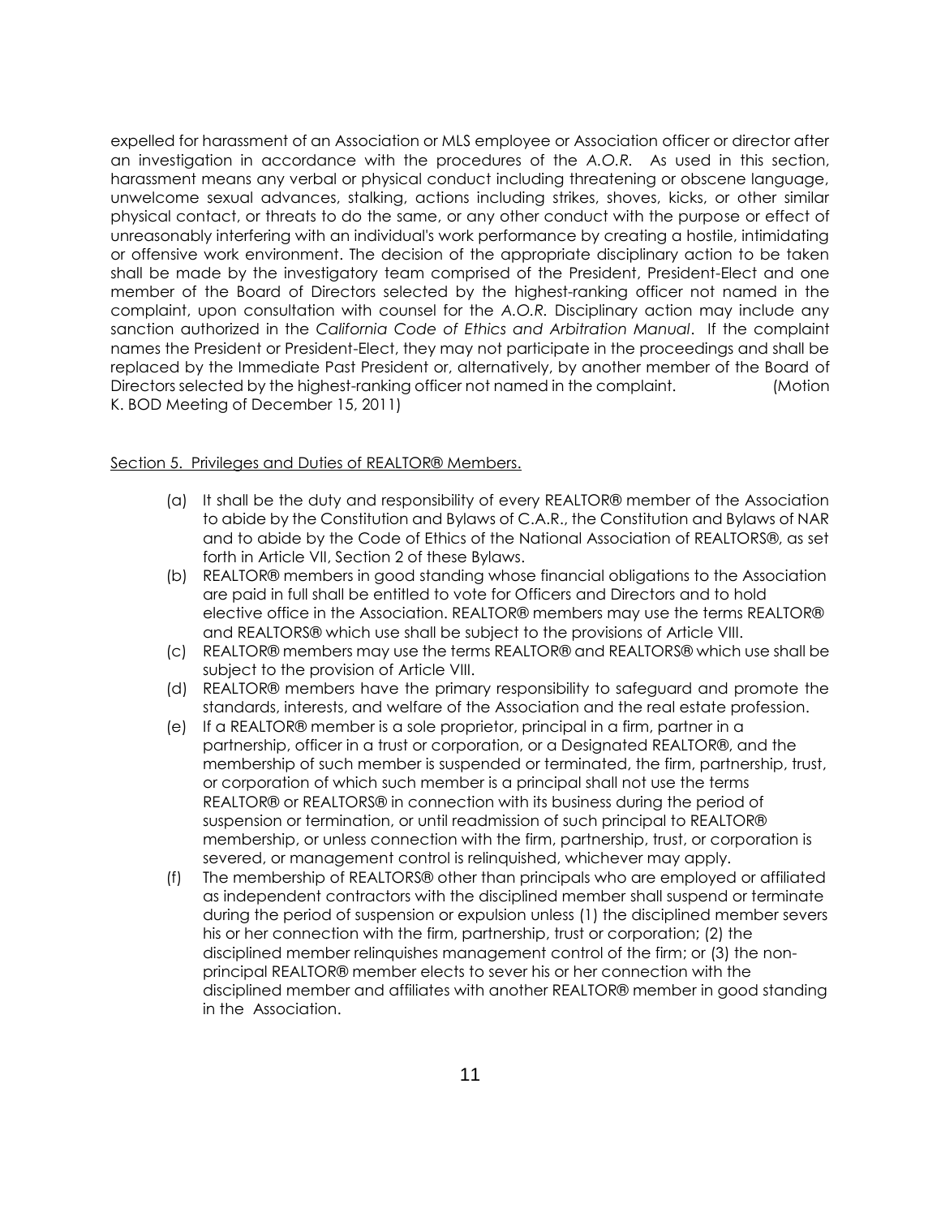expelled for harassment of an Association or MLS employee or Association officer or director after an investigation in accordance with the procedures of the *A.O.R.* As used in this section, harassment means any verbal or physical conduct including threatening or obscene language, unwelcome sexual advances, stalking, actions including strikes, shoves, kicks, or other similar physical contact, or threats to do the same, or any other conduct with the purpose or effect of unreasonably interfering with an individual's work performance by creating a hostile, intimidating or offensive work environment. The decision of the appropriate disciplinary action to be taken shall be made by the investigatory team comprised of the President, President-Elect and one member of the Board of Directors selected by the highest-ranking officer not named in the complaint, upon consultation with counsel for the *A.O.R.* Disciplinary action may include any sanction authorized in the *California Code of Ethics and Arbitration Manual*. If the complaint names the President or President-Elect, they may not participate in the proceedings and shall be replaced by the Immediate Past President or, alternatively, by another member of the Board of Directors selected by the highest-ranking officer not named in the complaint. (Motion K. BOD Meeting of December 15, 2011)

Section 5. Privileges and Duties of REALTOR® Members.

(a) It shall be the duty and responsibility of every REALTOR® member of the Association to abide by the Constitution and Bylaws of C.A.R., the Constitution and Bylaws of NAR and to abide by the Code of Ethics of the National Association of REALTORS®, as set forth in Article VII, Section 2 of these Bylaws.

(b) REALTOR® members in good standing whose financial obligations to the Association are paid in full shall be entitled to vote for Officers and Directors and to hold elective office in the Association. REALTOR® members may use the terms REALTOR® and REALTORS® which use shall be subject to the provisions of Article VIII.

(c) REALTOR® members may use the terms REALTOR® and REALTORS® which use shall be subject to the provision of Article VIII.

(d) REALTOR® members have the primary responsibility to safeguard and promote the standards, interests, and welfare of the Association and the real estate profession.

(e) If a REALTOR® member is a sole proprietor, principal in a firm, partner in a partnership, officer in a trust or corporation, or a Designated REALTOR®, and the membership of such member is suspended or terminated, the firm, partnership, trust, or corporation of which such member is a principal shall not use the terms REALTOR® or REALTORS® in connection with its business during the period of suspension or termination, or until readmission of such principal to REALTOR® membership, or unless connection with the firm, partnership, trust, or corporation is severed, or management control is relinquished, whichever may apply.

(f) The membership of REALTORS® other than principals who are employed or affiliated as independent contractors with the disciplined member shall suspend or terminate during the period of suspension or expulsion unless (1) the disciplined member severs his or her connection with the firm, partnership, trust or corporation; (2) the disciplined member relinquishes management control of the firm; or (3) the non-principal REALTOR® member elects to sever his or her connection with the disciplined member and affiliates with another REALTOR® member in good standing in the Association.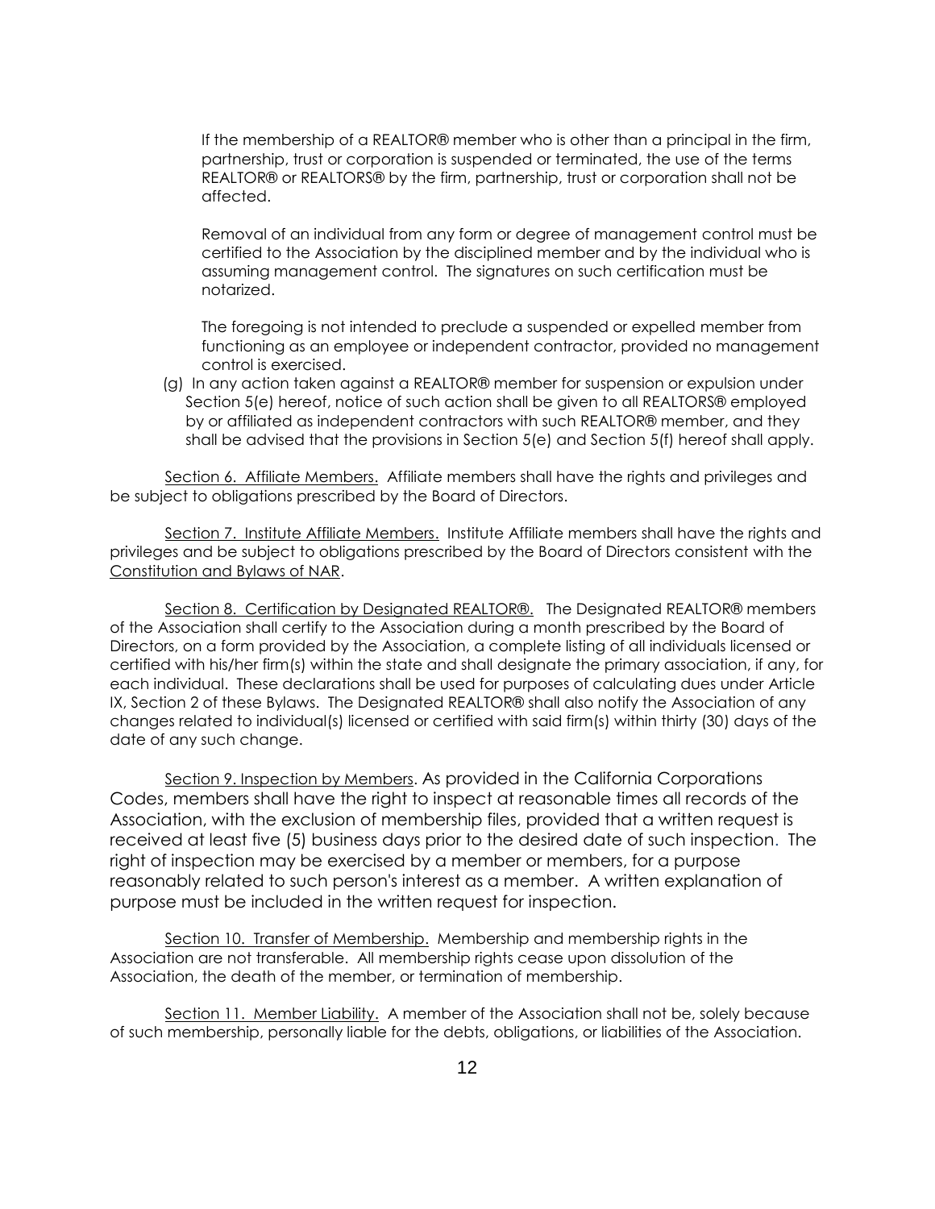If the membership of a REALTOR® member who is other than a principal in the firm, partnership, trust or corporation is suspended or terminated, the use of the terms REALTOR® or REALTORS® by the firm, partnership, trust or corporation shall not be affected.

Removal of an individual from any form or degree of management control must be certified to the Association by the disciplined member and by the individual who is assuming management control. The signatures on such certification must be notarized.

The foregoing is not intended to preclude a suspended or expelled member from functioning as an employee or independent contractor, provided no management control is exercised.

(g) In any action taken against a REALTOR® member for suspension or expulsion under Section 5(e) hereof, notice of such action shall be given to all REALTORS® employed by or affiliated as independent contractors with such REALTOR® member, and they shall be advised that the provisions in Section 5(e) and Section 5(f) hereof shall apply.

Section 6. Affiliate Members. Affiliate members shall have the rights and privileges and be subject to obligations prescribed by the Board of Directors.

Section 7. Institute Affiliate Members. Institute Affiliate members shall have the rights and privileges and be subject to obligations prescribed by the Board of Directors consistent with the Constitution and Bylaws of NAR.

Section 8. Certification by Designated REALTOR®. The Designated REALTOR® members of the Association shall certify to the Association during a month prescribed by the Board of Directors, on a form provided by the Association, a complete listing of all individuals licensed or certified with his/her firm(s) within the state and shall designate the primary association, if any, for each individual. These declarations shall be used for purposes of calculating dues under Article IX, Section 2 of these Bylaws. The Designated REALTOR® shall also notify the Association of any changes related to individual(s) licensed or certified with said firm(s) within thirty (30) days of the date of any such change.

Section 9. Inspection by Members. As provided in the California Corporations Codes, members shall have the right to inspect at reasonable times all records of the Association, with the exclusion of membership files, provided that a written request is received at least five (5) business days prior to the desired date of such inspection. The right of inspection may be exercised by a member or members, for a purpose reasonably related to such person's interest as a member. A written explanation of purpose must be included in the written request for inspection.

Section 10. Transfer of Membership. Membership and membership rights in the Association are not transferable. All membership rights cease upon dissolution of the Association, the death of the member, or termination of membership.

Section 11. Member Liability. A member of the Association shall not be, solely because of such membership, personally liable for the debts, obligations, or liabilities of the Association.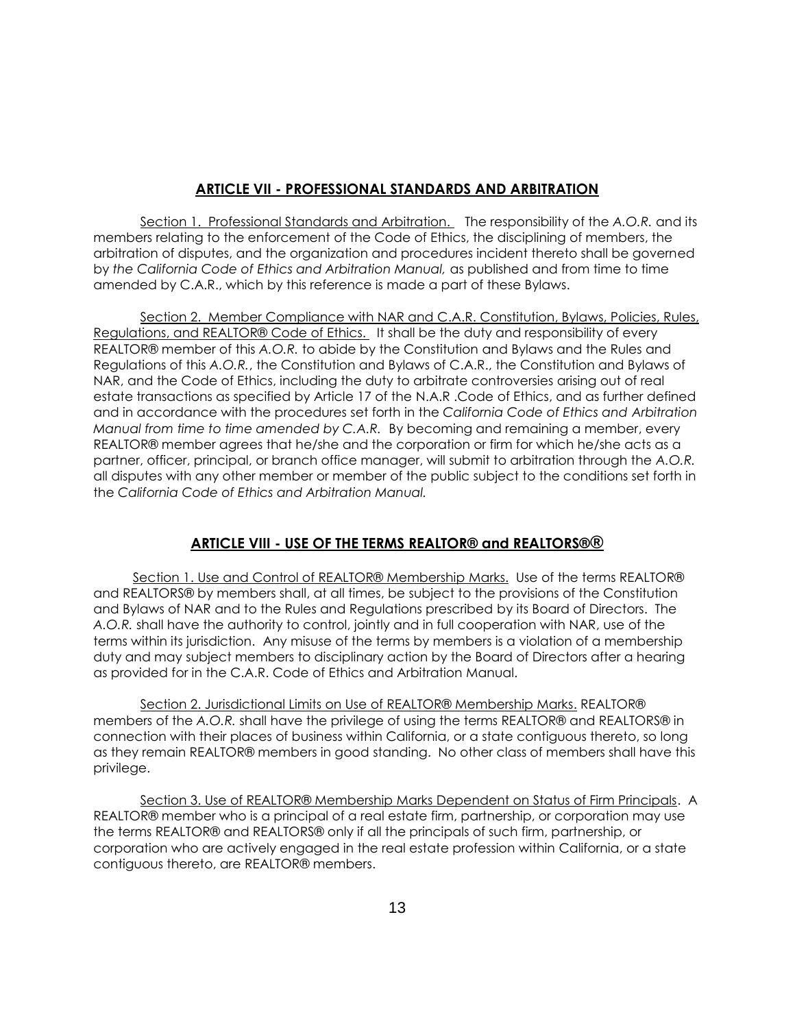## ARTICLE VII - PROFESSIONAL STANDARDS AND ARBITRATION

Section 1. Professional Standards and Arbitration. The responsibility of the *A.O.R.* and its members relating to the enforcement of the Code of Ethics, the disciplining of members, the arbitration of disputes, and the organization and procedures incident thereto shall be governed by *the California Code of Ethics and Arbitration Manual,* as published and from time to time amended by C.A.R., which by this reference is made a part of these Bylaws.

Section 2. Member Compliance with NAR and C.A.R. Constitution, Bylaws, Policies, Rules, Regulations, and REALTOR® Code of Ethics. It shall be the duty and responsibility of every REALTOR® member of this *A.O.R.* to abide by the Constitution and Bylaws and the Rules and Regulations of this *A.O.R.*, the Constitution and Bylaws of C.A.R., the Constitution and Bylaws of NAR, and the Code of Ethics, including the duty to arbitrate controversies arising out of real estate transactions as specified by Article 17 of the N.A.R .Code of Ethics, and as further defined and in accordance with the procedures set forth in the *California Code of Ethics and Arbitration Manual from time to time amended by C.A.R.* By becoming and remaining a member, every REALTOR® member agrees that he/she and the corporation or firm for which he/she acts as a partner, officer, principal, or branch office manager, will submit to arbitration through the *A.O.R.* all disputes with any other member or member of the public subject to the conditions set forth in the *California Code of Ethics and Arbitration Manual.*

## ARTICLE VIII - USE OF THE TERMS REALTOR® and REALTORS®®

Section 1. Use and Control of REALTOR® Membership Marks. Use of the terms REALTOR® and REALTORS® by members shall, at all times, be subject to the provisions of the Constitution and Bylaws of NAR and to the Rules and Regulations prescribed by its Board of Directors. The *A.O.R.* shall have the authority to control, jointly and in full cooperation with NAR, use of the terms within its jurisdiction. Any misuse of the terms by members is a violation of a membership duty and may subject members to disciplinary action by the Board of Directors after a hearing as provided for in the C.A.R. Code of Ethics and Arbitration Manual.

Section 2. Jurisdictional Limits on Use of REALTOR® Membership Marks. REALTOR® members of the *A.O.R.* shall have the privilege of using the terms REALTOR® and REALTORS® in connection with their places of business within California, or a state contiguous thereto, so long as they remain REALTOR® members in good standing. No other class of members shall have this privilege.

Section 3. Use of REALTOR® Membership Marks Dependent on Status of Firm Principals. A REALTOR® member who is a principal of a real estate firm, partnership, or corporation may use the terms REALTOR® and REALTORS® only if all the principals of such firm, partnership, or corporation who are actively engaged in the real estate profession within California, or a state contiguous thereto, are REALTOR® members.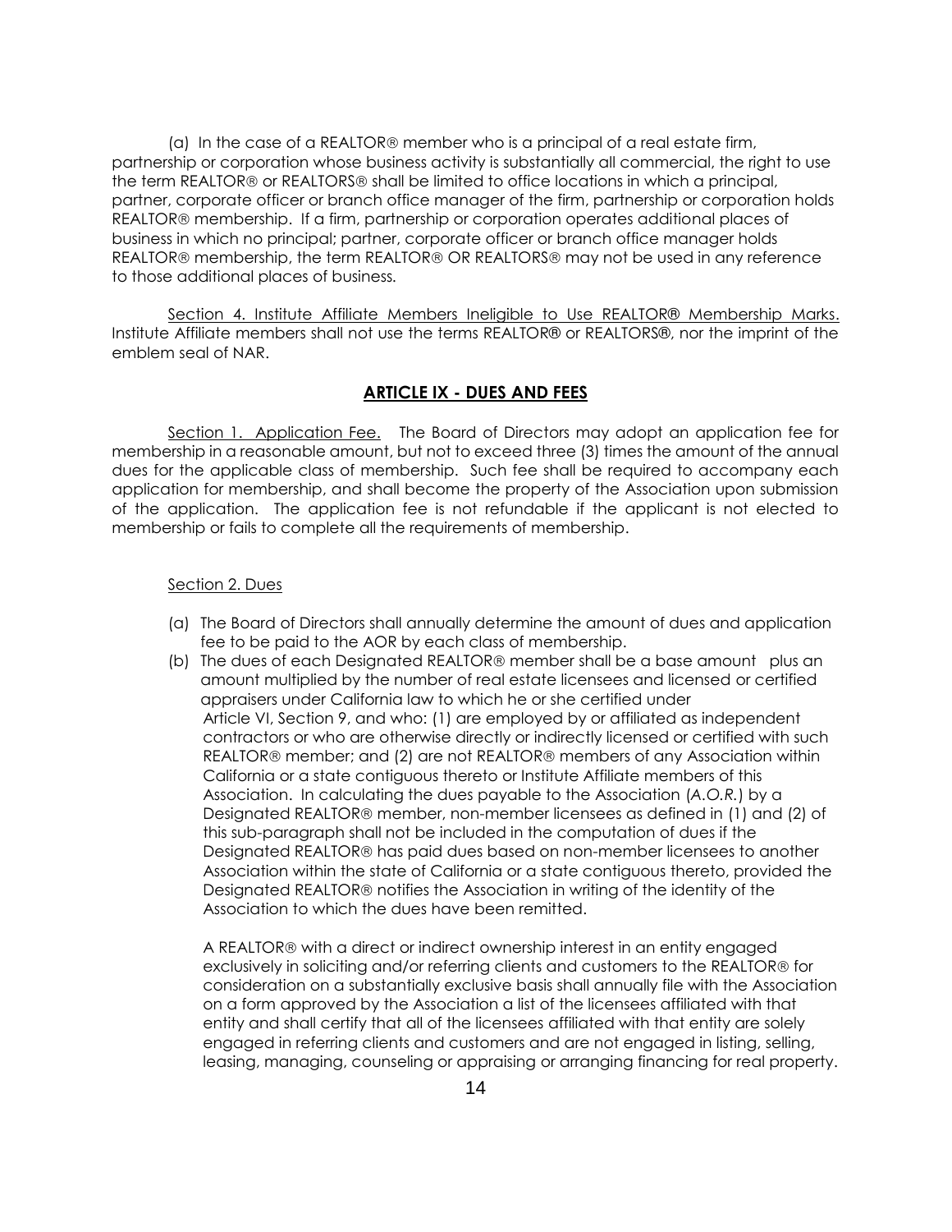(a) In the case of a REALTOR® member who is a principal of a real estate firm, partnership or corporation whose business activity is substantially all commercial, the right to use the term REALTOR® or REALTORS® shall be limited to office locations in which a principal, partner, corporate officer or branch office manager of the firm, partnership or corporation holds REALTOR® membership. If a firm, partnership or corporation operates additional places of business in which no principal; partner, corporate officer or branch office manager holds REALTOR® membership, the term REALTOR® OR REALTORS® may not be used in any reference to those additional places of business.

<u>Section 4. Institute Affiliate Members Ineligible to Use REALTOR® Membership Marks.</u> Institute Affiliate members shall not use the terms REALTOR® or REALTORS®, nor the imprint of the emblem seal of NAR.

## ARTICLE IX - DUES AND FEES

<u>Section 1. Application Fee.</u> The Board of Directors may adopt an application fee for membership in a reasonable amount, but not to exceed three (3) times the amount of the annual dues for the applicable class of membership. Such fee shall be required to accompany each application for membership, and shall become the property of the Association upon submission of the application. The application fee is not refundable if the applicant is not elected to membership or fails to complete all the requirements of membership.

<u>Section 2. Dues</u>

(a) The Board of Directors shall annually determine the amount of dues and application fee to be paid to the AOR by each class of membership.

(b) The dues of each Designated REALTOR® member shall be a base amount plus an amount multiplied by the number of real estate licensees and licensed or certified appraisers under California law to which he or she certified under Article VI, Section 9, and who: (1) are employed by or affiliated as independent contractors or who are otherwise directly or indirectly licensed or certified with such REALTOR® member; and (2) are not REALTOR® members of any Association within California or a state contiguous thereto or Institute Affiliate members of this Association. In calculating the dues payable to the Association (*A.O.R.*) by a Designated REALTOR® member, non-member licensees as defined in (1) and (2) of this sub-paragraph shall not be included in the computation of dues if the Designated REALTOR® has paid dues based on non-member licensees to another Association within the state of California or a state contiguous thereto, provided the Designated REALTOR® notifies the Association in writing of the identity of the Association to which the dues have been remitted.

A REALTOR® with a direct or indirect ownership interest in an entity engaged exclusively in soliciting and/or referring clients and customers to the REALTOR® for consideration on a substantially exclusive basis shall annually file with the Association on a form approved by the Association a list of the licensees affiliated with that entity and shall certify that all of the licensees affiliated with that entity are solely engaged in referring clients and customers and are not engaged in listing, selling, leasing, managing, counseling or appraising or arranging financing for real property.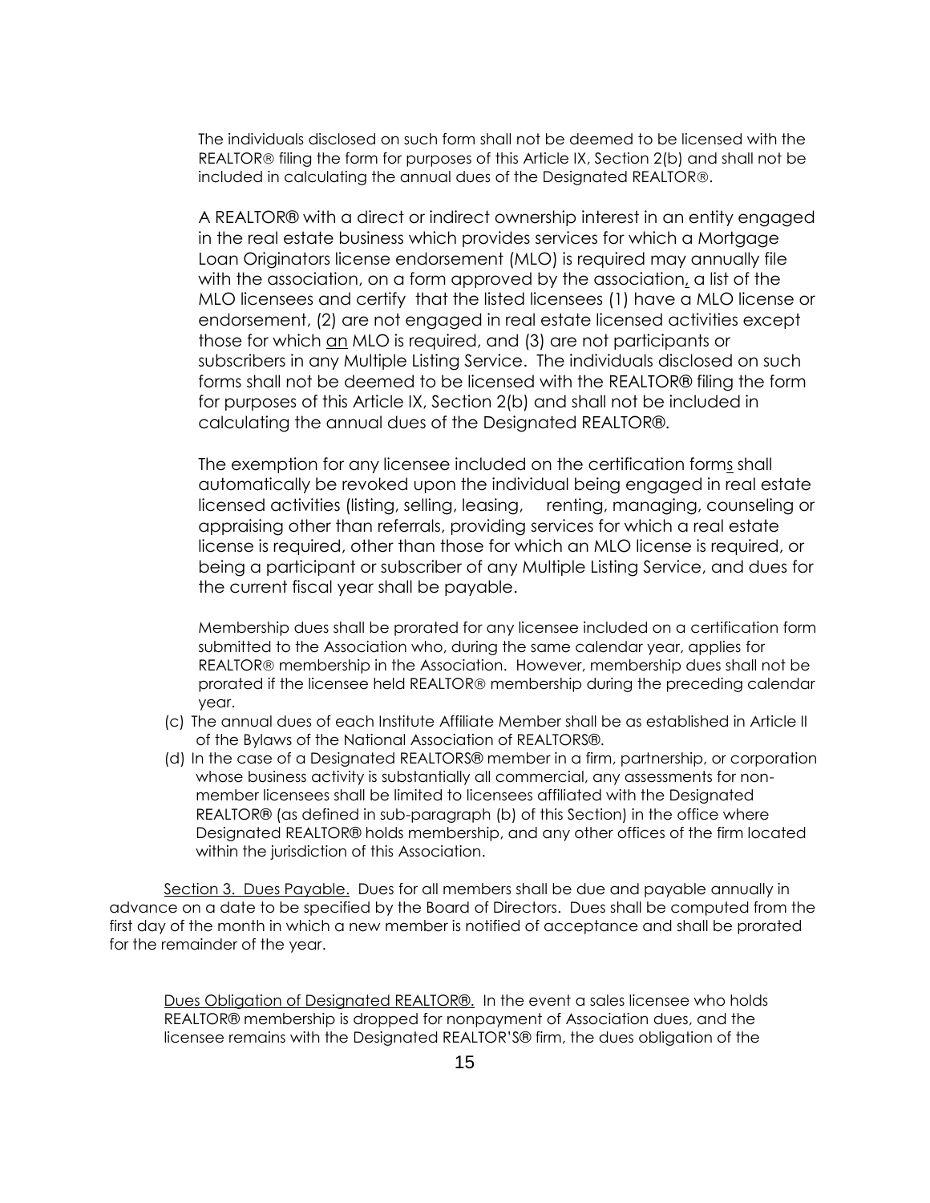The individuals disclosed on such form shall not be deemed to be licensed with the REALTOR® filing the form for purposes of this Article IX, Section 2(b) and shall not be included in calculating the annual dues of the Designated REALTOR®.

A REALTOR® with a direct or indirect ownership interest in an entity engaged in the real estate business which provides services for which a Mortgage Loan Originators license endorsement (MLO) is required may annually file with the association, on a form approved by the association, a list of the MLO licensees and certify that the listed licensees (1) have a MLO license or endorsement, (2) are not engaged in real estate licensed activities except those for which an MLO is required, and (3) are not participants or subscribers in any Multiple Listing Service. The individuals disclosed on such forms shall not be deemed to be licensed with the REALTOR® filing the form for purposes of this Article IX, Section 2(b) and shall not be included in calculating the annual dues of the Designated REALTOR®.

The exemption for any licensee included on the certification forms shall automatically be revoked upon the individual being engaged in real estate licensed activities (listing, selling, leasing, renting, managing, counseling or appraising other than referrals, providing services for which a real estate license is required, other than those for which an MLO license is required, or being a participant or subscriber of any Multiple Listing Service, and dues for the current fiscal year shall be payable.

Membership dues shall be prorated for any licensee included on a certification form submitted to the Association who, during the same calendar year, applies for REALTOR® membership in the Association. However, membership dues shall not be prorated if the licensee held REALTOR® membership during the preceding calendar year.

(c) The annual dues of each Institute Affiliate Member shall be as established in Article II of the Bylaws of the National Association of REALTORS®.

(d) In the case of a Designated REALTORS® member in a firm, partnership, or corporation whose business activity is substantially all commercial, any assessments for non-member licensees shall be limited to licensees affiliated with the Designated REALTOR® (as defined in sub-paragraph (b) of this Section) in the office where Designated REALTOR® holds membership, and any other offices of the firm located within the jurisdiction of this Association.

Section 3. Dues Payable. Dues for all members shall be due and payable annually in advance on a date to be specified by the Board of Directors. Dues shall be computed from the first day of the month in which a new member is notified of acceptance and shall be prorated for the remainder of the year.

Dues Obligation of Designated REALTOR®. In the event a sales licensee who holds REALTOR® membership is dropped for nonpayment of Association dues, and the licensee remains with the Designated REALTOR'S® firm, the dues obligation of the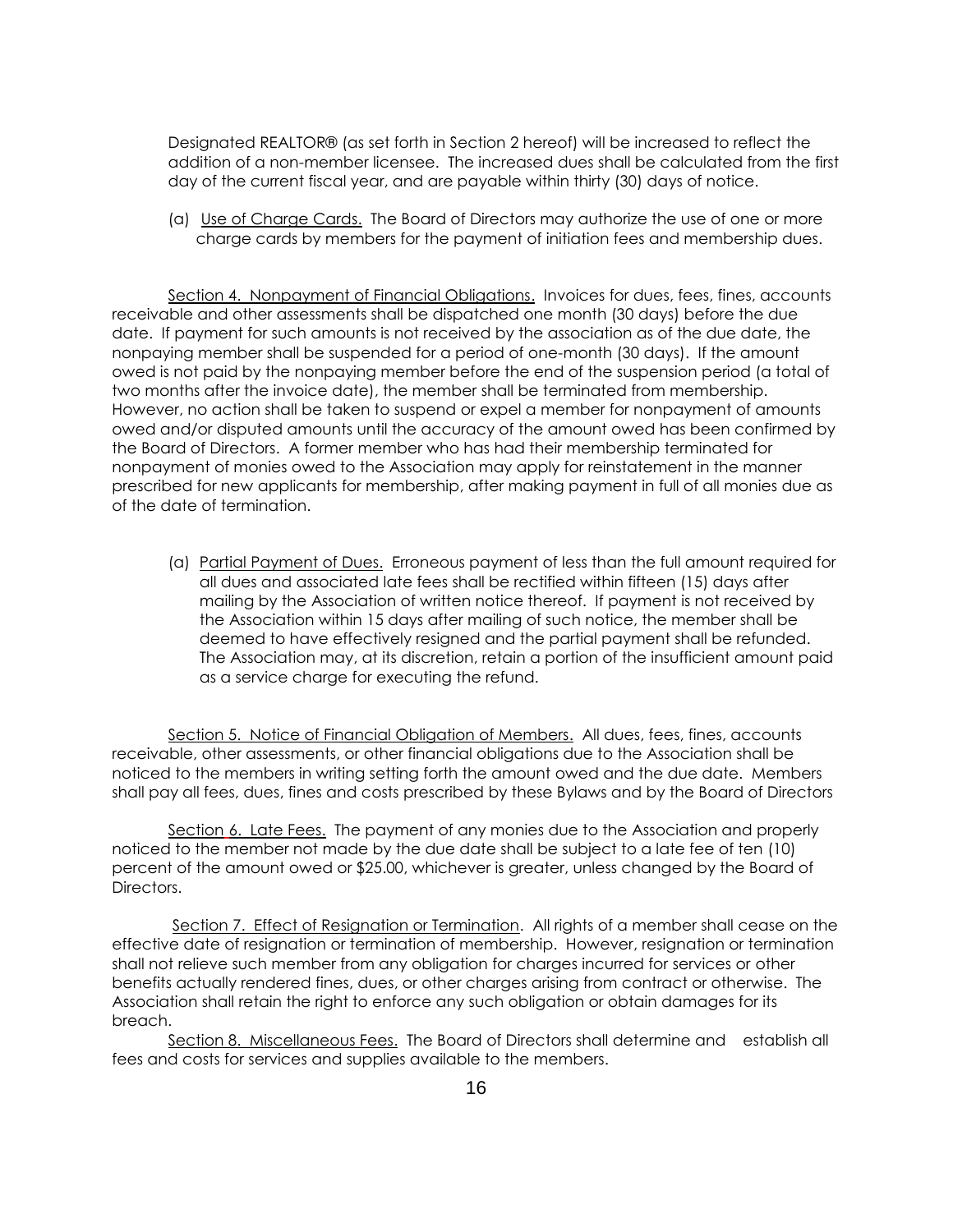Designated REALTOR® (as set forth in Section 2 hereof) will be increased to reflect the addition of a non-member licensee. The increased dues shall be calculated from the first day of the current fiscal year, and are payable within thirty (30) days of notice.

(a) Use of Charge Cards. The Board of Directors may authorize the use of one or more charge cards by members for the payment of initiation fees and membership dues.

Section 4. Nonpayment of Financial Obligations. Invoices for dues, fees, fines, accounts receivable and other assessments shall be dispatched one month (30 days) before the due date. If payment for such amounts is not received by the association as of the due date, the nonpaying member shall be suspended for a period of one-month (30 days). If the amount owed is not paid by the nonpaying member before the end of the suspension period (a total of two months after the invoice date), the member shall be terminated from membership. However, no action shall be taken to suspend or expel a member for nonpayment of amounts owed and/or disputed amounts until the accuracy of the amount owed has been confirmed by the Board of Directors. A former member who has had their membership terminated for nonpayment of monies owed to the Association may apply for reinstatement in the manner prescribed for new applicants for membership, after making payment in full of all monies due as of the date of termination.

(a) Partial Payment of Dues. Erroneous payment of less than the full amount required for all dues and associated late fees shall be rectified within fifteen (15) days after mailing by the Association of written notice thereof. If payment is not received by the Association within 15 days after mailing of such notice, the member shall be deemed to have effectively resigned and the partial payment shall be refunded. The Association may, at its discretion, retain a portion of the insufficient amount paid as a service charge for executing the refund.

Section 5. Notice of Financial Obligation of Members. All dues, fees, fines, accounts receivable, other assessments, or other financial obligations due to the Association shall be noticed to the members in writing setting forth the amount owed and the due date. Members shall pay all fees, dues, fines and costs prescribed by these Bylaws and by the Board of Directors

Section 6. Late Fees. The payment of any monies due to the Association and properly noticed to the member not made by the due date shall be subject to a late fee of ten (10) percent of the amount owed or $25.00, whichever is greater, unless changed by the Board of Directors.

Section 7. Effect of Resignation or Termination. All rights of a member shall cease on the effective date of resignation or termination of membership. However, resignation or termination shall not relieve such member from any obligation for charges incurred for services or other benefits actually rendered fines, dues, or other charges arising from contract or otherwise. The Association shall retain the right to enforce any such obligation or obtain damages for its breach.

Section 8. Miscellaneous Fees. The Board of Directors shall determine and establish all fees and costs for services and supplies available to the members.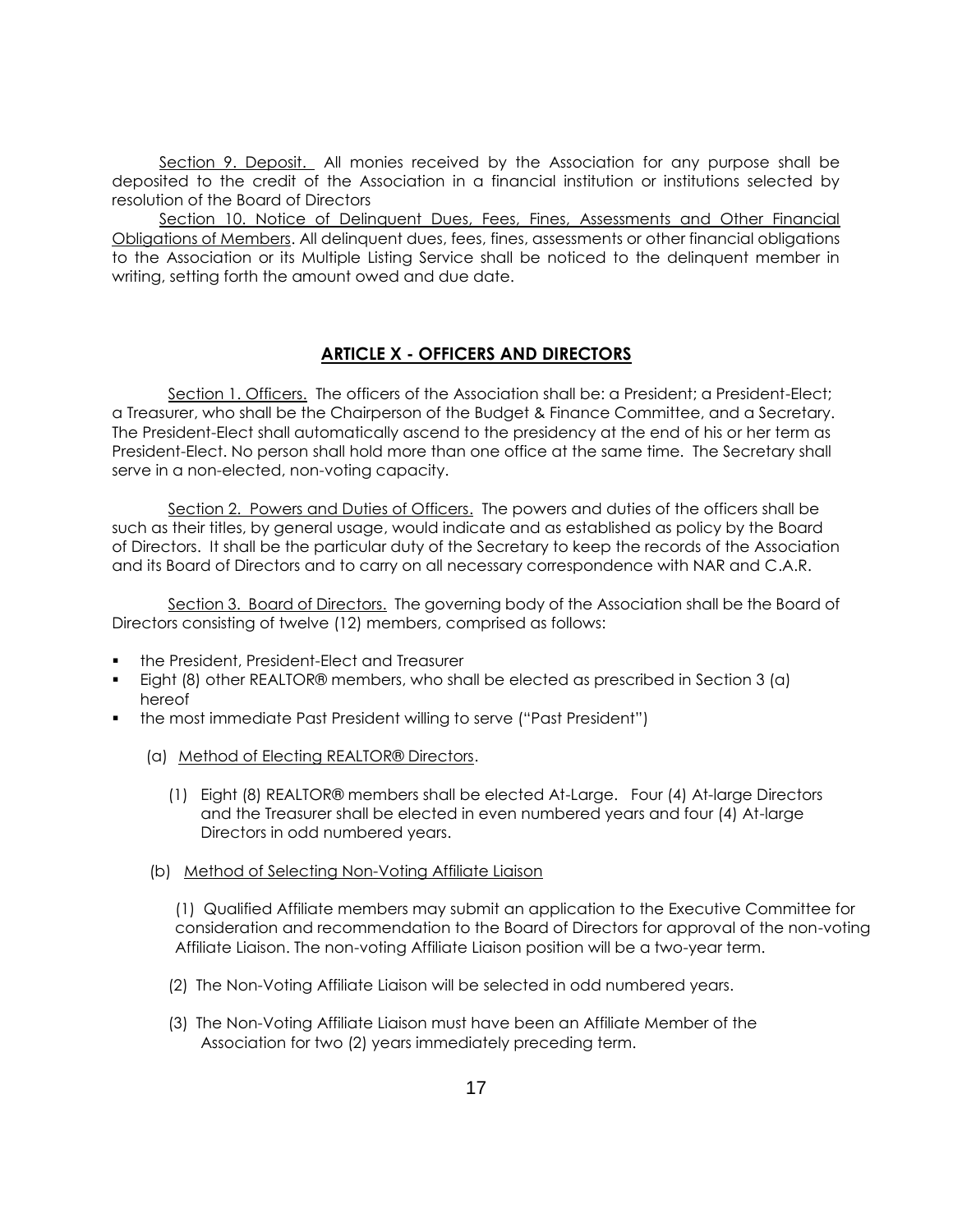Section 9. Deposit. All monies received by the Association for any purpose shall be deposited to the credit of the Association in a financial institution or institutions selected by resolution of the Board of Directors

Section 10. Notice of Delinquent Dues, Fees, Fines, Assessments and Other Financial Obligations of Members. All delinquent dues, fees, fines, assessments or other financial obligations to the Association or its Multiple Listing Service shall be noticed to the delinquent member in writing, setting forth the amount owed and due date.

## ARTICLE X - OFFICERS AND DIRECTORS

Section 1. Officers. The officers of the Association shall be: a President; a President-Elect; a Treasurer, who shall be the Chairperson of the Budget & Finance Committee, and a Secretary. The President-Elect shall automatically ascend to the presidency at the end of his or her term as President-Elect. No person shall hold more than one office at the same time. The Secretary shall serve in a non-elected, non-voting capacity.

Section 2. Powers and Duties of Officers. The powers and duties of the officers shall be such as their titles, by general usage, would indicate and as established as policy by the Board of Directors. It shall be the particular duty of the Secretary to keep the records of the Association and its Board of Directors and to carry on all necessary correspondence with NAR and C.A.R.

Section 3. Board of Directors. The governing body of the Association shall be the Board of Directors consisting of twelve (12) members, comprised as follows:

- the President, President-Elect and Treasurer
- Eight (8) other REALTOR® members, who shall be elected as prescribed in Section 3 (a) hereof
- the most immediate Past President willing to serve ("Past President")

(a) Method of Electing REALTOR® Directors.

(1) Eight (8) REALTOR® members shall be elected At-Large. Four (4) At-large Directors and the Treasurer shall be elected in even numbered years and four (4) At-large Directors in odd numbered years.

(b) Method of Selecting Non-Voting Affiliate Liaison

(1) Qualified Affiliate members may submit an application to the Executive Committee for consideration and recommendation to the Board of Directors for approval of the non-voting Affiliate Liaison. The non-voting Affiliate Liaison position will be a two-year term.

(2) The Non-Voting Affiliate Liaison will be selected in odd numbered years.

(3) The Non-Voting Affiliate Liaison must have been an Affiliate Member of the Association for two (2) years immediately preceding term.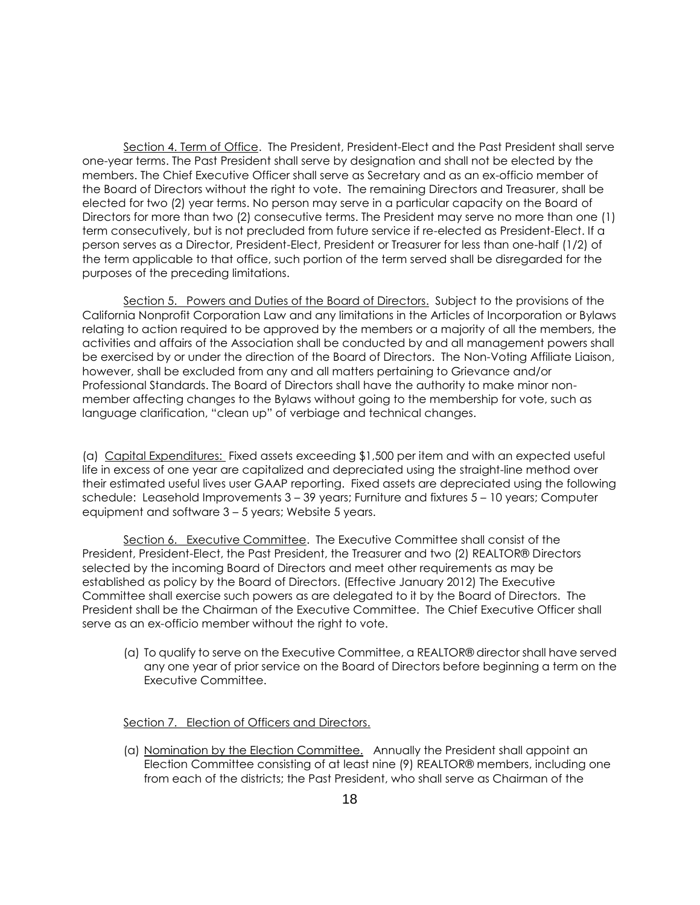<u>Section 4. Term of Office</u>. The President, President-Elect and the Past President shall serve one-year terms. The Past President shall serve by designation and shall not be elected by the members. The Chief Executive Officer shall serve as Secretary and as an ex-officio member of the Board of Directors without the right to vote. The remaining Directors and Treasurer, shall be elected for two (2) year terms. No person may serve in a particular capacity on the Board of Directors for more than two (2) consecutive terms. The President may serve no more than one (1) term consecutively, but is not precluded from future service if re-elected as President-Elect. If a person serves as a Director, President-Elect, President or Treasurer for less than one-half (1/2) of the term applicable to that office, such portion of the term served shall be disregarded for the purposes of the preceding limitations.

<u>Section 5. Powers and Duties of the Board of Directors.</u> Subject to the provisions of the California Nonprofit Corporation Law and any limitations in the Articles of Incorporation or Bylaws relating to action required to be approved by the members or a majority of all the members, the activities and affairs of the Association shall be conducted by and all management powers shall be exercised by or under the direction of the Board of Directors. The Non-Voting Affiliate Liaison, however, shall be excluded from any and all matters pertaining to Grievance and/or Professional Standards. The Board of Directors shall have the authority to make minor non-member affecting changes to the Bylaws without going to the membership for vote, such as language clarification, "clean up" of verbiage and technical changes.

(a) <u>Capital Expenditures:</u> Fixed assets exceeding $1,500 per item and with an expected useful life in excess of one year are capitalized and depreciated using the straight-line method over their estimated useful lives user GAAP reporting. Fixed assets are depreciated using the following schedule: Leasehold Improvements 3 – 39 years; Furniture and fixtures 5 – 10 years; Computer equipment and software 3 – 5 years; Website 5 years.

<u>Section 6. Executive Committee</u>. The Executive Committee shall consist of the President, President-Elect, the Past President, the Treasurer and two (2) REALTOR® Directors selected by the incoming Board of Directors and meet other requirements as may be established as policy by the Board of Directors. (Effective January 2012) The Executive Committee shall exercise such powers as are delegated to it by the Board of Directors. The President shall be the Chairman of the Executive Committee. The Chief Executive Officer shall serve as an ex-officio member without the right to vote.

(a) To qualify to serve on the Executive Committee, a REALTOR® director shall have served any one year of prior service on the Board of Directors before beginning a term on the Executive Committee.

<u>Section 7. Election of Officers and Directors.</u>

(a) <u>Nomination by the Election Committee.</u> Annually the President shall appoint an Election Committee consisting of at least nine (9) REALTOR® members, including one from each of the districts; the Past President, who shall serve as Chairman of the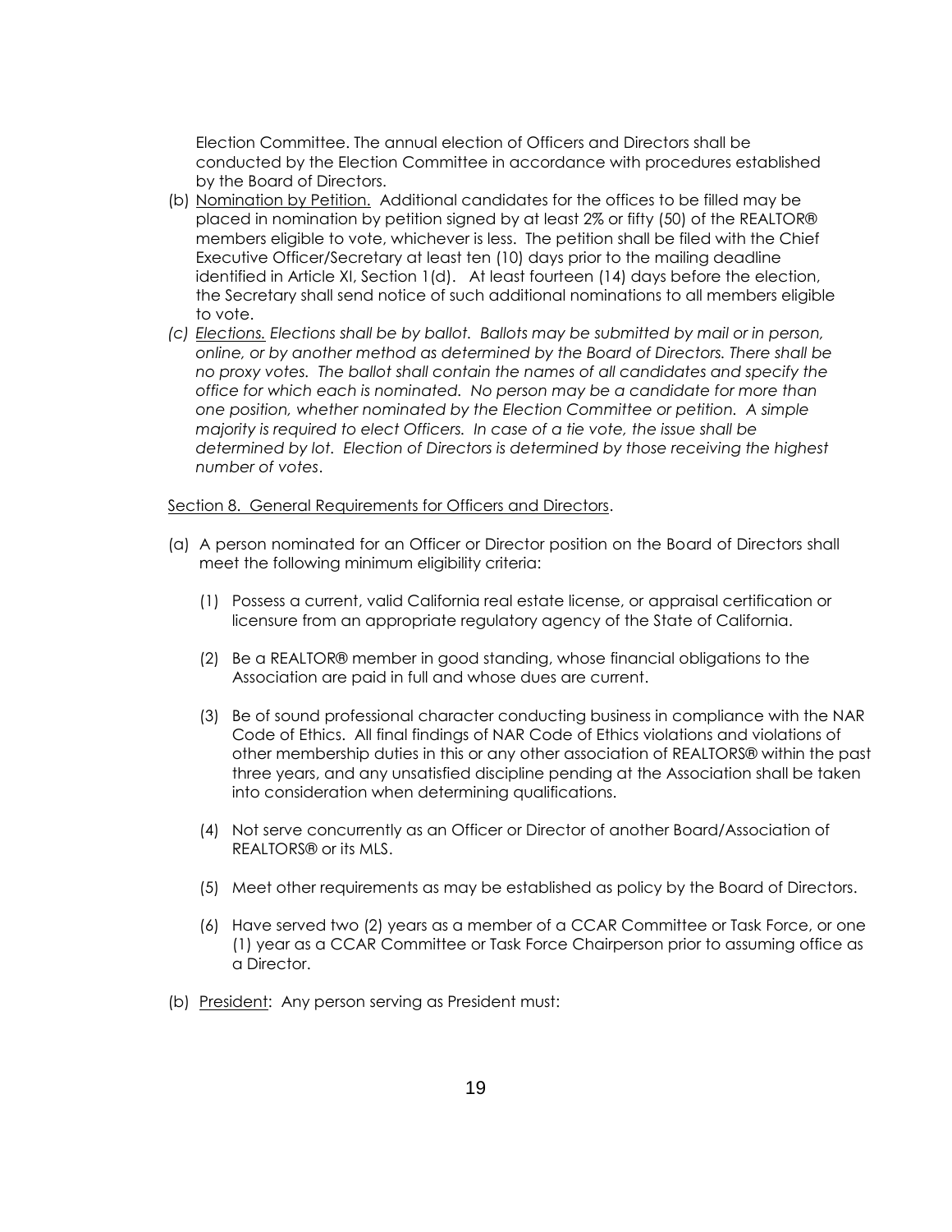Election Committee. The annual election of Officers and Directors shall be conducted by the Election Committee in accordance with procedures established by the Board of Directors.

(b) <u>Nomination by Petition.</u> Additional candidates for the offices to be filled may be placed in nomination by petition signed by at least 2% or fifty (50) of the REALTOR® members eligible to vote, whichever is less. The petition shall be filed with the Chief Executive Officer/Secretary at least ten (10) days prior to the mailing deadline identified in Article XI, Section 1(d). At least fourteen (14) days before the election, the Secretary shall send notice of such additional nominations to all members eligible to vote.

*(c) <u>Elections.</u> Elections shall be by ballot. Ballots may be submitted by mail or in person, online, or by another method as determined by the Board of Directors. There shall be no proxy votes. The ballot shall contain the names of all candidates and specify the office for which each is nominated. No person may be a candidate for more than one position, whether nominated by the Election Committee or petition. A simple majority is required to elect Officers. In case of a tie vote, the issue shall be determined by lot. Election of Directors is determined by those receiving the highest number of votes.*

<u>Section 8. General Requirements for Officers and Directors</u>.

(a) A person nominated for an Officer or Director position on the Board of Directors shall meet the following minimum eligibility criteria:

(1) Possess a current, valid California real estate license, or appraisal certification or licensure from an appropriate regulatory agency of the State of California.

(2) Be a REALTOR® member in good standing, whose financial obligations to the Association are paid in full and whose dues are current.

(3) Be of sound professional character conducting business in compliance with the NAR Code of Ethics. All final findings of NAR Code of Ethics violations and violations of other membership duties in this or any other association of REALTORS® within the past three years, and any unsatisfied discipline pending at the Association shall be taken into consideration when determining qualifications.

(4) Not serve concurrently as an Officer or Director of another Board/Association of REALTORS® or its MLS.

(5) Meet other requirements as may be established as policy by the Board of Directors.

(6) Have served two (2) years as a member of a CCAR Committee or Task Force, or one (1) year as a CCAR Committee or Task Force Chairperson prior to assuming office as a Director.

(b) <u>President</u>: Any person serving as President must: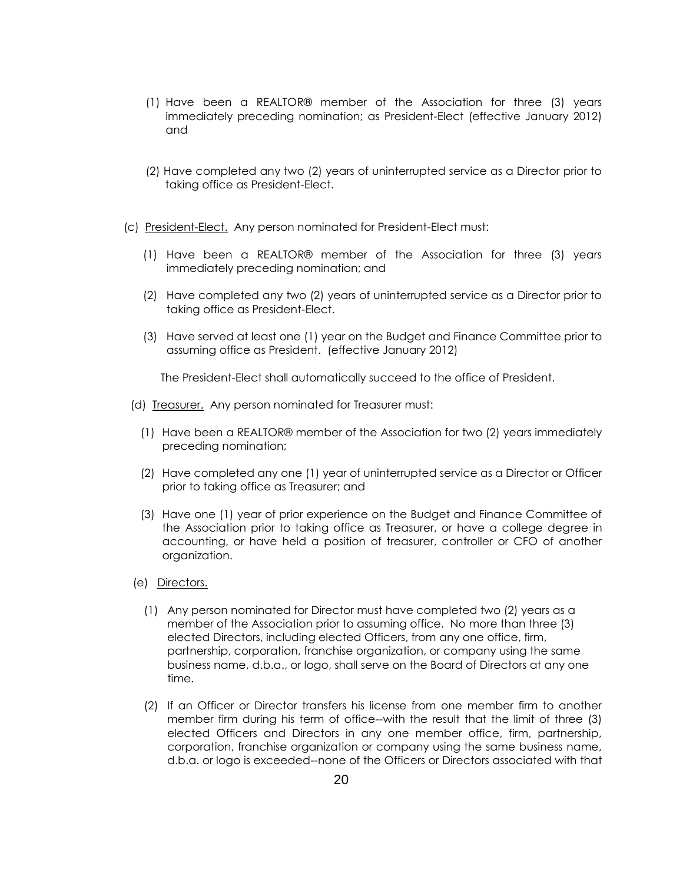(1) Have been a REALTOR® member of the Association for three (3) years immediately preceding nomination; as President-Elect (effective January 2012) and

(2) Have completed any two (2) years of uninterrupted service as a Director prior to taking office as President-Elect.

(c) President-Elect. Any person nominated for President-Elect must:

(1) Have been a REALTOR® member of the Association for three (3) years immediately preceding nomination; and

(2) Have completed any two (2) years of uninterrupted service as a Director prior to taking office as President-Elect.

(3) Have served at least one (1) year on the Budget and Finance Committee prior to assuming office as President. (effective January 2012)

The President-Elect shall automatically succeed to the office of President.

(d) Treasurer. Any person nominated for Treasurer must:

(1) Have been a REALTOR® member of the Association for two (2) years immediately preceding nomination;

(2) Have completed any one (1) year of uninterrupted service as a Director or Officer prior to taking office as Treasurer; and

(3) Have one (1) year of prior experience on the Budget and Finance Committee of the Association prior to taking office as Treasurer, or have a college degree in accounting, or have held a position of treasurer, controller or CFO of another organization.

(e) Directors.

(1) Any person nominated for Director must have completed two (2) years as a member of the Association prior to assuming office. No more than three (3) elected Directors, including elected Officers, from any one office, firm, partnership, corporation, franchise organization, or company using the same business name, d.b.a., or logo, shall serve on the Board of Directors at any one time.

(2) If an Officer or Director transfers his license from one member firm to another member firm during his term of office--with the result that the limit of three (3) elected Officers and Directors in any one member office, firm, partnership, corporation, franchise organization or company using the same business name, d.b.a. or logo is exceeded--none of the Officers or Directors associated with that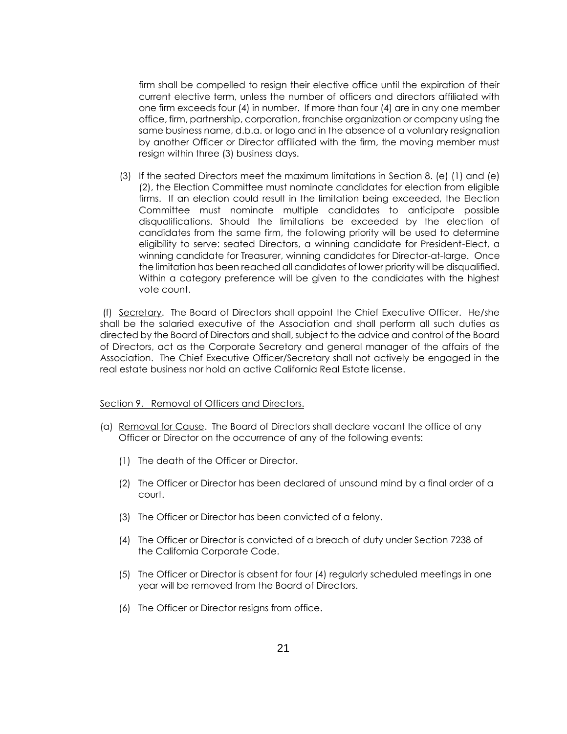firm shall be compelled to resign their elective office until the expiration of their current elective term, unless the number of officers and directors affiliated with one firm exceeds four (4) in number. If more than four (4) are in any one member office, firm, partnership, corporation, franchise organization or company using the same business name, d.b.a. or logo and in the absence of a voluntary resignation by another Officer or Director affiliated with the firm, the moving member must resign within three (3) business days.

(3) If the seated Directors meet the maximum limitations in Section 8. (e) (1) and (e) (2), the Election Committee must nominate candidates for election from eligible firms. If an election could result in the limitation being exceeded, the Election Committee must nominate multiple candidates to anticipate possible disqualifications. Should the limitations be exceeded by the election of candidates from the same firm, the following priority will be used to determine eligibility to serve: seated Directors, a winning candidate for President-Elect, a winning candidate for Treasurer, winning candidates for Director-at-large. Once the limitation has been reached all candidates of lower priority will be disqualified. Within a category preference will be given to the candidates with the highest vote count.

(f) Secretary. The Board of Directors shall appoint the Chief Executive Officer. He/she shall be the salaried executive of the Association and shall perform all such duties as directed by the Board of Directors and shall, subject to the advice and control of the Board of Directors, act as the Corporate Secretary and general manager of the affairs of the Association. The Chief Executive Officer/Secretary shall not actively be engaged in the real estate business nor hold an active California Real Estate license.

Section 9. Removal of Officers and Directors.

(a) Removal for Cause. The Board of Directors shall declare vacant the office of any Officer or Director on the occurrence of any of the following events:

(1) The death of the Officer or Director.

(2) The Officer or Director has been declared of unsound mind by a final order of a court.

(3) The Officer or Director has been convicted of a felony.

(4) The Officer or Director is convicted of a breach of duty under Section 7238 of the California Corporate Code.

(5) The Officer or Director is absent for four (4) regularly scheduled meetings in one year will be removed from the Board of Directors.

(6) The Officer or Director resigns from office.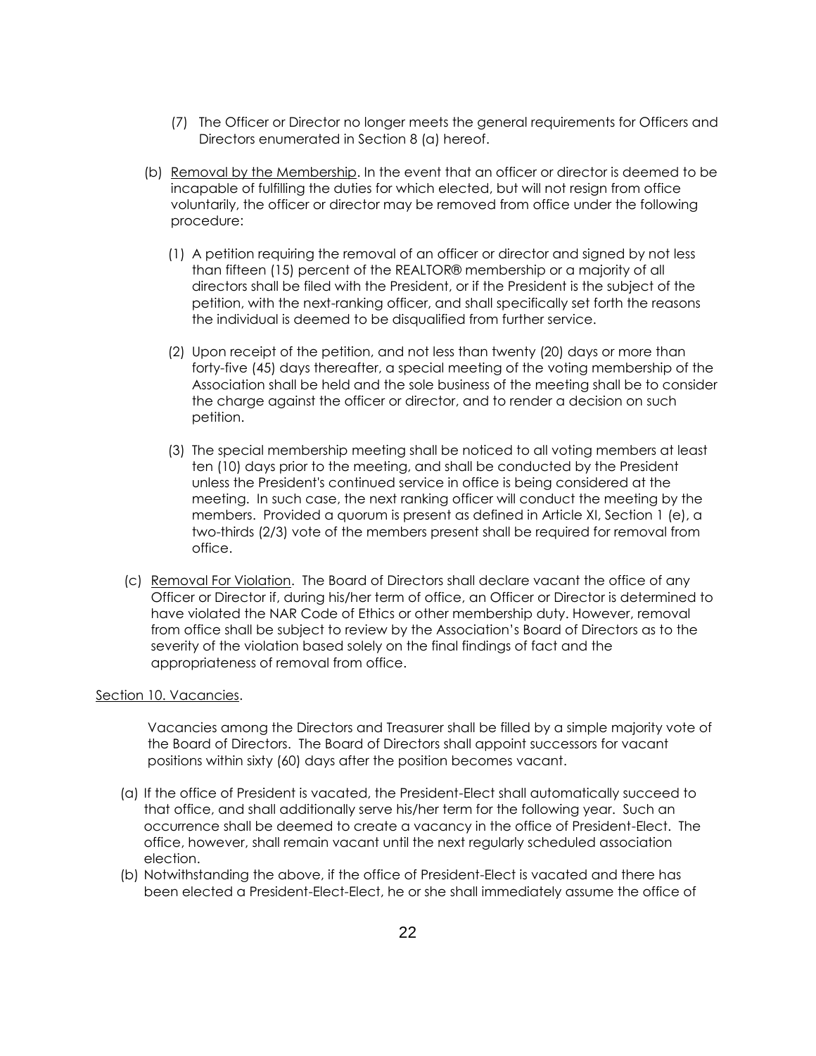(7) The Officer or Director no longer meets the general requirements for Officers and Directors enumerated in Section 8 (a) hereof.

(b) Removal by the Membership. In the event that an officer or director is deemed to be incapable of fulfilling the duties for which elected, but will not resign from office voluntarily, the officer or director may be removed from office under the following procedure:

(1) A petition requiring the removal of an officer or director and signed by not less than fifteen (15) percent of the REALTOR® membership or a majority of all directors shall be filed with the President, or if the President is the subject of the petition, with the next-ranking officer, and shall specifically set forth the reasons the individual is deemed to be disqualified from further service.

(2) Upon receipt of the petition, and not less than twenty (20) days or more than forty-five (45) days thereafter, a special meeting of the voting membership of the Association shall be held and the sole business of the meeting shall be to consider the charge against the officer or director, and to render a decision on such petition.

(3) The special membership meeting shall be noticed to all voting members at least ten (10) days prior to the meeting, and shall be conducted by the President unless the President's continued service in office is being considered at the meeting. In such case, the next ranking officer will conduct the meeting by the members. Provided a quorum is present as defined in Article XI, Section 1 (e), a two-thirds (2/3) vote of the members present shall be required for removal from office.

(c) Removal For Violation. The Board of Directors shall declare vacant the office of any Officer or Director if, during his/her term of office, an Officer or Director is determined to have violated the NAR Code of Ethics or other membership duty. However, removal from office shall be subject to review by the Association's Board of Directors as to the severity of the violation based solely on the final findings of fact and the appropriateness of removal from office.

Section 10. Vacancies.

Vacancies among the Directors and Treasurer shall be filled by a simple majority vote of the Board of Directors. The Board of Directors shall appoint successors for vacant positions within sixty (60) days after the position becomes vacant.

(a) If the office of President is vacated, the President-Elect shall automatically succeed to that office, and shall additionally serve his/her term for the following year. Such an occurrence shall be deemed to create a vacancy in the office of President-Elect. The office, however, shall remain vacant until the next regularly scheduled association election.

(b) Notwithstanding the above, if the office of President-Elect is vacated and there has been elected a President-Elect-Elect, he or she shall immediately assume the office of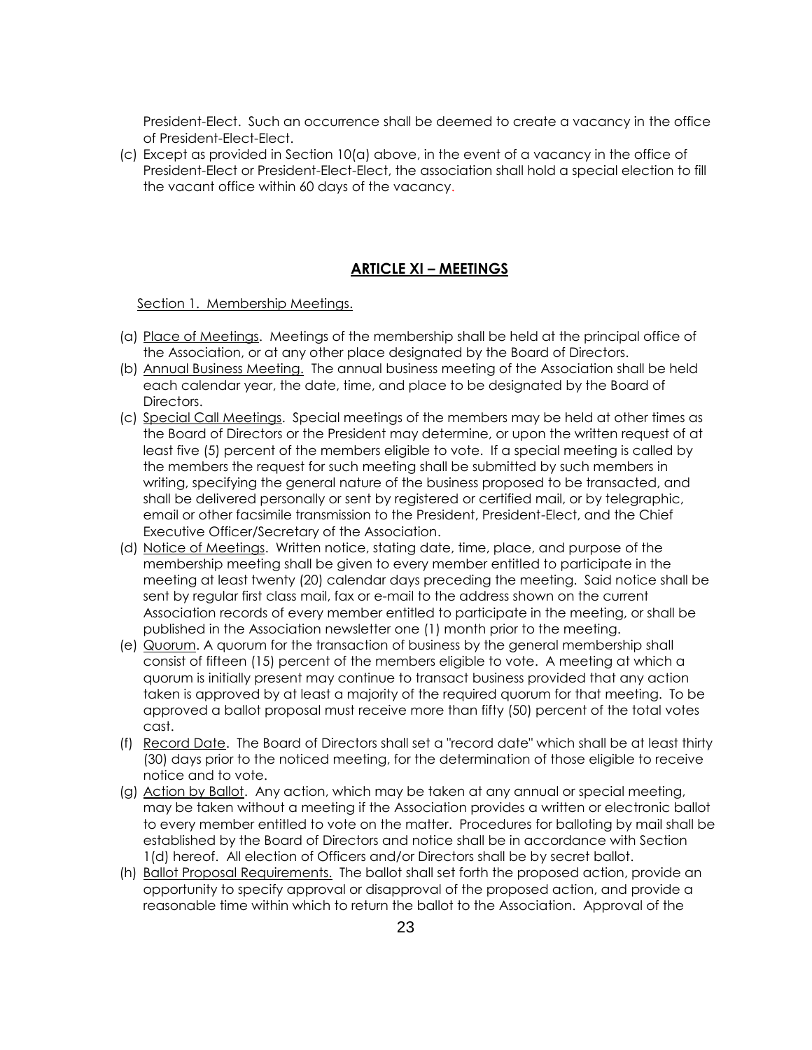President-Elect. Such an occurrence shall be deemed to create a vacancy in the office of President-Elect-Elect.

(c) Except as provided in Section 10(a) above, in the event of a vacancy in the office of President-Elect or President-Elect-Elect, the association shall hold a special election to fill the vacant office within 60 days of the vacancy.

## ARTICLE XI – MEETINGS

Section 1. Membership Meetings.

(a) Place of Meetings. Meetings of the membership shall be held at the principal office of the Association, or at any other place designated by the Board of Directors.

(b) Annual Business Meeting. The annual business meeting of the Association shall be held each calendar year, the date, time, and place to be designated by the Board of Directors.

(c) Special Call Meetings. Special meetings of the members may be held at other times as the Board of Directors or the President may determine, or upon the written request of at least five (5) percent of the members eligible to vote. If a special meeting is called by the members the request for such meeting shall be submitted by such members in writing, specifying the general nature of the business proposed to be transacted, and shall be delivered personally or sent by registered or certified mail, or by telegraphic, email or other facsimile transmission to the President, President-Elect, and the Chief Executive Officer/Secretary of the Association.

(d) Notice of Meetings. Written notice, stating date, time, place, and purpose of the membership meeting shall be given to every member entitled to participate in the meeting at least twenty (20) calendar days preceding the meeting. Said notice shall be sent by regular first class mail, fax or e-mail to the address shown on the current Association records of every member entitled to participate in the meeting, or shall be published in the Association newsletter one (1) month prior to the meeting.

(e) Quorum. A quorum for the transaction of business by the general membership shall consist of fifteen (15) percent of the members eligible to vote. A meeting at which a quorum is initially present may continue to transact business provided that any action taken is approved by at least a majority of the required quorum for that meeting. To be approved a ballot proposal must receive more than fifty (50) percent of the total votes cast.

(f) Record Date. The Board of Directors shall set a "record date" which shall be at least thirty (30) days prior to the noticed meeting, for the determination of those eligible to receive notice and to vote.

(g) Action by Ballot. Any action, which may be taken at any annual or special meeting, may be taken without a meeting if the Association provides a written or electronic ballot to every member entitled to vote on the matter. Procedures for balloting by mail shall be established by the Board of Directors and notice shall be in accordance with Section 1(d) hereof. All election of Officers and/or Directors shall be by secret ballot.

(h) Ballot Proposal Requirements. The ballot shall set forth the proposed action, provide an opportunity to specify approval or disapproval of the proposed action, and provide a reasonable time within which to return the ballot to the Association. Approval of the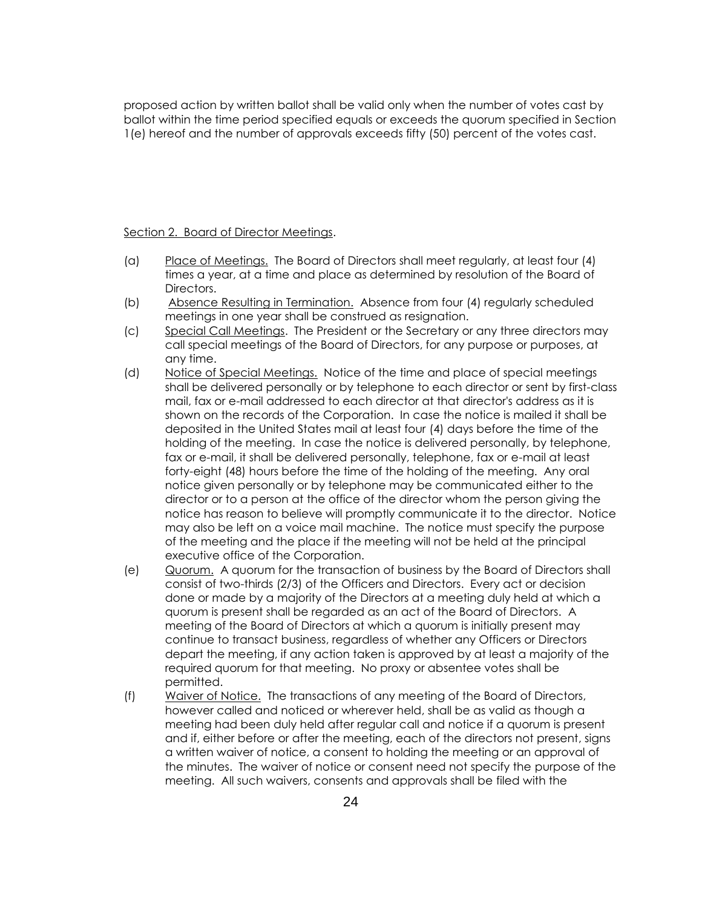proposed action by written ballot shall be valid only when the number of votes cast by ballot within the time period specified equals or exceeds the quorum specified in Section 1(e) hereof and the number of approvals exceeds fifty (50) percent of the votes cast.

Section 2. Board of Director Meetings.

(a) Place of Meetings. The Board of Directors shall meet regularly, at least four (4) times a year, at a time and place as determined by resolution of the Board of Directors.

(b) Absence Resulting in Termination. Absence from four (4) regularly scheduled meetings in one year shall be construed as resignation.

(c) Special Call Meetings. The President or the Secretary or any three directors may call special meetings of the Board of Directors, for any purpose or purposes, at any time.

(d) Notice of Special Meetings. Notice of the time and place of special meetings shall be delivered personally or by telephone to each director or sent by first-class mail, fax or e-mail addressed to each director at that director's address as it is shown on the records of the Corporation. In case the notice is mailed it shall be deposited in the United States mail at least four (4) days before the time of the holding of the meeting. In case the notice is delivered personally, by telephone, fax or e-mail, it shall be delivered personally, telephone, fax or e-mail at least forty-eight (48) hours before the time of the holding of the meeting. Any oral notice given personally or by telephone may be communicated either to the director or to a person at the office of the director whom the person giving the notice has reason to believe will promptly communicate it to the director. Notice may also be left on a voice mail machine. The notice must specify the purpose of the meeting and the place if the meeting will not be held at the principal executive office of the Corporation.

(e) Quorum. A quorum for the transaction of business by the Board of Directors shall consist of two-thirds (2/3) of the Officers and Directors. Every act or decision done or made by a majority of the Directors at a meeting duly held at which a quorum is present shall be regarded as an act of the Board of Directors. A meeting of the Board of Directors at which a quorum is initially present may continue to transact business, regardless of whether any Officers or Directors depart the meeting, if any action taken is approved by at least a majority of the required quorum for that meeting. No proxy or absentee votes shall be permitted.

(f) Waiver of Notice. The transactions of any meeting of the Board of Directors, however called and noticed or wherever held, shall be as valid as though a meeting had been duly held after regular call and notice if a quorum is present and if, either before or after the meeting, each of the directors not present, signs a written waiver of notice, a consent to holding the meeting or an approval of the minutes. The waiver of notice or consent need not specify the purpose of the meeting. All such waivers, consents and approvals shall be filed with the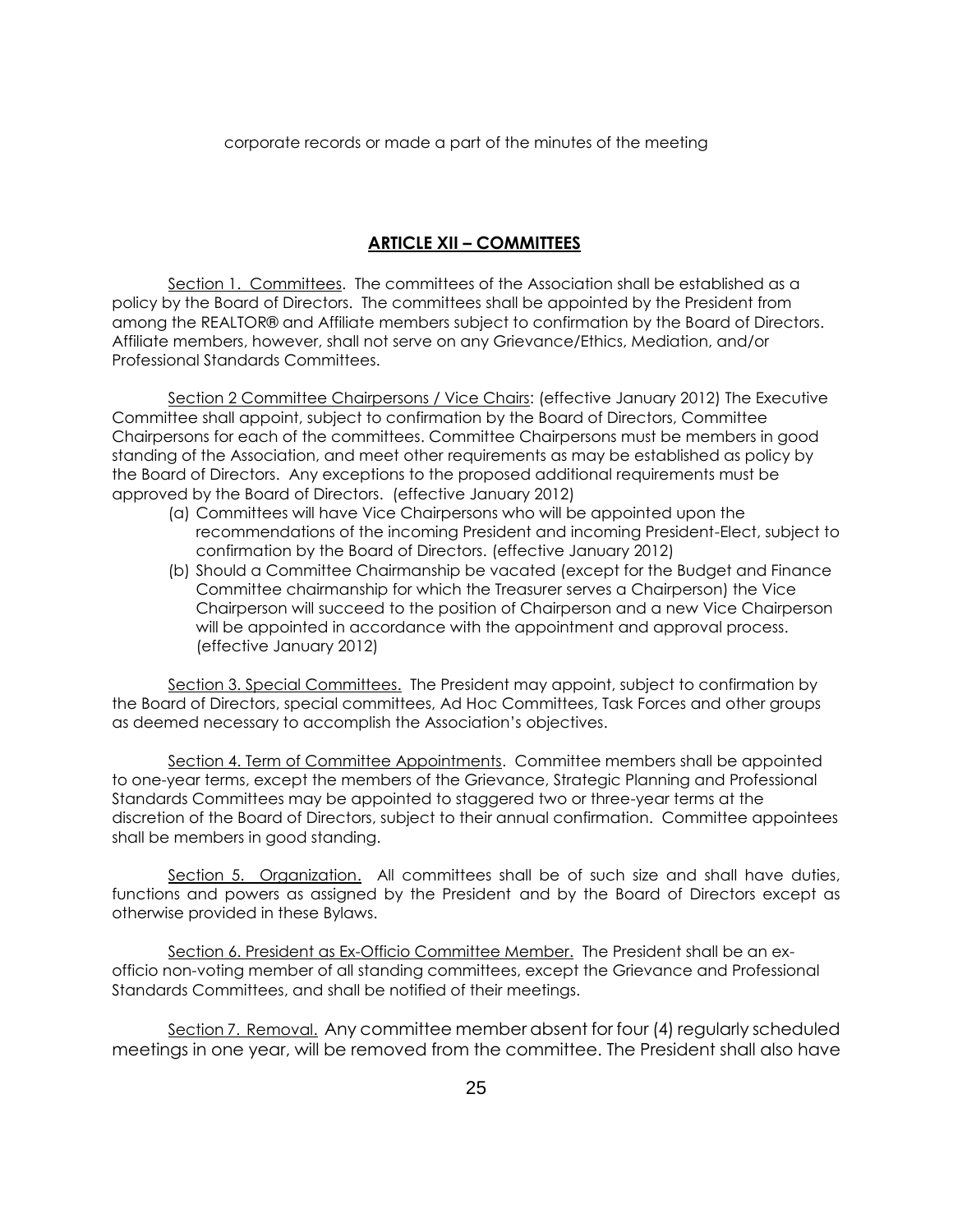corporate records or made a part of the minutes of the meeting

## ARTICLE XII – COMMITTEES

Section 1. Committees. The committees of the Association shall be established as a policy by the Board of Directors. The committees shall be appointed by the President from among the REALTOR® and Affiliate members subject to confirmation by the Board of Directors. Affiliate members, however, shall not serve on any Grievance/Ethics, Mediation, and/or Professional Standards Committees.

Section 2 Committee Chairpersons / Vice Chairs: (effective January 2012) The Executive Committee shall appoint, subject to confirmation by the Board of Directors, Committee Chairpersons for each of the committees. Committee Chairpersons must be members in good standing of the Association, and meet other requirements as may be established as policy by the Board of Directors. Any exceptions to the proposed additional requirements must be approved by the Board of Directors. (effective January 2012)

(a) Committees will have Vice Chairpersons who will be appointed upon the recommendations of the incoming President and incoming President-Elect, subject to confirmation by the Board of Directors. (effective January 2012)

(b) Should a Committee Chairmanship be vacated (except for the Budget and Finance Committee chairmanship for which the Treasurer serves a Chairperson) the Vice Chairperson will succeed to the position of Chairperson and a new Vice Chairperson will be appointed in accordance with the appointment and approval process. (effective January 2012)

Section 3. Special Committees. The President may appoint, subject to confirmation by the Board of Directors, special committees, Ad Hoc Committees, Task Forces and other groups as deemed necessary to accomplish the Association's objectives.

Section 4. Term of Committee Appointments. Committee members shall be appointed to one-year terms, except the members of the Grievance, Strategic Planning and Professional Standards Committees may be appointed to staggered two or three-year terms at the discretion of the Board of Directors, subject to their annual confirmation. Committee appointees shall be members in good standing.

Section 5. Organization. All committees shall be of such size and shall have duties, functions and powers as assigned by the President and by the Board of Directors except as otherwise provided in these Bylaws.

Section 6. President as Ex-Officio Committee Member. The President shall be an ex-officio non-voting member of all standing committees, except the Grievance and Professional Standards Committees, and shall be notified of their meetings.

Section 7. Removal. Any committee member absent for four (4) regularly scheduled meetings in one year, will be removed from the committee. The President shall also have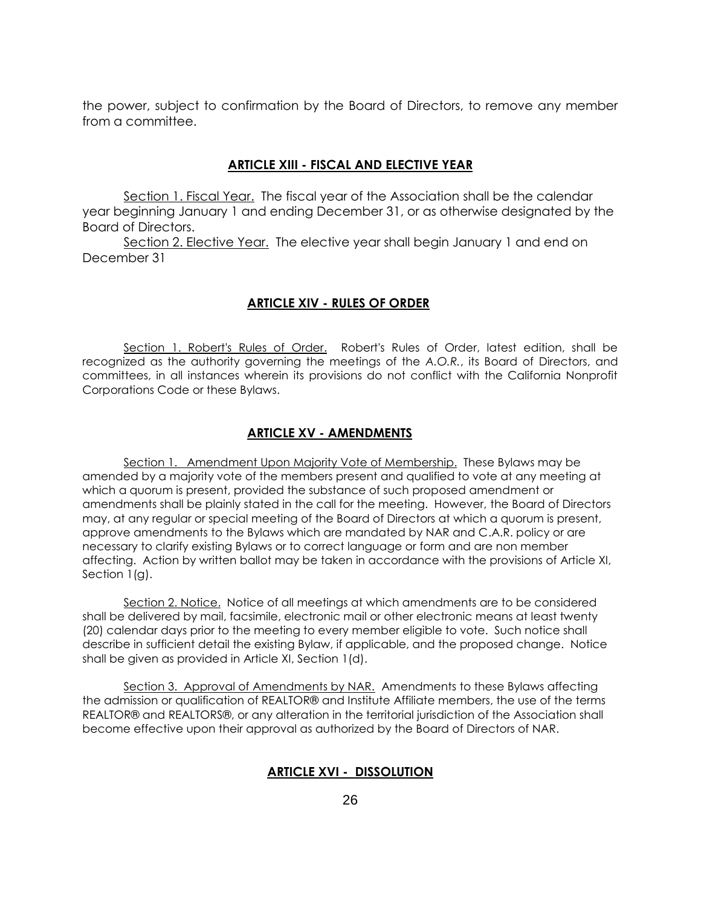the power, subject to confirmation by the Board of Directors, to remove any member from a committee.

## ARTICLE XIII - FISCAL AND ELECTIVE YEAR

Section 1. Fiscal Year. The fiscal year of the Association shall be the calendar year beginning January 1 and ending December 31, or as otherwise designated by the Board of Directors.

Section 2. Elective Year. The elective year shall begin January 1 and end on December 31

## ARTICLE XIV - RULES OF ORDER

Section 1. Robert's Rules of Order. Robert's Rules of Order, latest edition, shall be recognized as the authority governing the meetings of the *A.O.R.*, its Board of Directors, and committees, in all instances wherein its provisions do not conflict with the California Nonprofit Corporations Code or these Bylaws.

## ARTICLE XV - AMENDMENTS

Section 1. Amendment Upon Majority Vote of Membership. These Bylaws may be amended by a majority vote of the members present and qualified to vote at any meeting at which a quorum is present, provided the substance of such proposed amendment or amendments shall be plainly stated in the call for the meeting. However, the Board of Directors may, at any regular or special meeting of the Board of Directors at which a quorum is present, approve amendments to the Bylaws which are mandated by NAR and C.A.R. policy or are necessary to clarify existing Bylaws or to correct language or form and are non member affecting. Action by written ballot may be taken in accordance with the provisions of Article XI, Section 1(g).

Section 2. Notice. Notice of all meetings at which amendments are to be considered shall be delivered by mail, facsimile, electronic mail or other electronic means at least twenty (20) calendar days prior to the meeting to every member eligible to vote. Such notice shall describe in sufficient detail the existing Bylaw, if applicable, and the proposed change. Notice shall be given as provided in Article XI, Section 1(d).

Section 3. Approval of Amendments by NAR. Amendments to these Bylaws affecting the admission or qualification of REALTOR® and Institute Affiliate members, the use of the terms REALTOR® and REALTORS®, or any alteration in the territorial jurisdiction of the Association shall become effective upon their approval as authorized by the Board of Directors of NAR.

## ARTICLE XVI - DISSOLUTION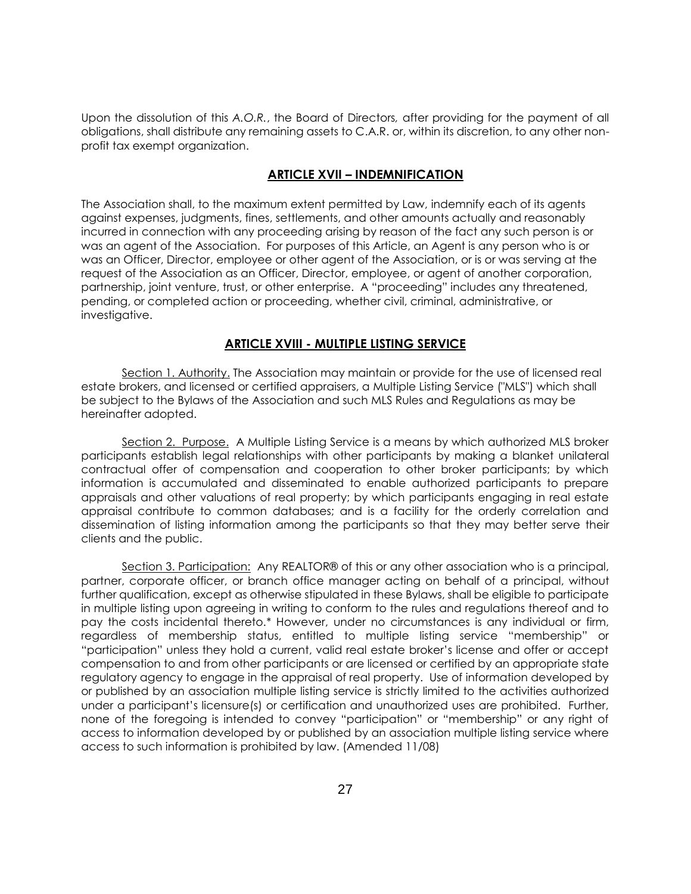Upon the dissolution of this *A.O.R.*, the Board of Directors*,* after providing for the payment of all obligations, shall distribute any remaining assets to C.A.R. or, within its discretion, to any other non-profit tax exempt organization.

## ARTICLE XVII – INDEMNIFICATION

The Association shall, to the maximum extent permitted by Law, indemnify each of its agents against expenses, judgments, fines, settlements, and other amounts actually and reasonably incurred in connection with any proceeding arising by reason of the fact any such person is or was an agent of the Association. For purposes of this Article, an Agent is any person who is or was an Officer, Director, employee or other agent of the Association, or is or was serving at the request of the Association as an Officer, Director, employee, or agent of another corporation, partnership, joint venture, trust, or other enterprise. A "proceeding" includes any threatened, pending, or completed action or proceeding, whether civil, criminal, administrative, or investigative.

## ARTICLE XVIII - MULTIPLE LISTING SERVICE

Section 1. Authority. The Association may maintain or provide for the use of licensed real estate brokers, and licensed or certified appraisers, a Multiple Listing Service ("MLS") which shall be subject to the Bylaws of the Association and such MLS Rules and Regulations as may be hereinafter adopted.

Section 2. Purpose. A Multiple Listing Service is a means by which authorized MLS broker participants establish legal relationships with other participants by making a blanket unilateral contractual offer of compensation and cooperation to other broker participants; by which information is accumulated and disseminated to enable authorized participants to prepare appraisals and other valuations of real property; by which participants engaging in real estate appraisal contribute to common databases; and is a facility for the orderly correlation and dissemination of listing information among the participants so that they may better serve their clients and the public.

Section 3. Participation: Any REALTOR® of this or any other association who is a principal, partner, corporate officer, or branch office manager acting on behalf of a principal, without further qualification, except as otherwise stipulated in these Bylaws, shall be eligible to participate in multiple listing upon agreeing in writing to conform to the rules and regulations thereof and to pay the costs incidental thereto.* However, under no circumstances is any individual or firm, regardless of membership status, entitled to multiple listing service "membership" or "participation" unless they hold a current, valid real estate broker's license and offer or accept compensation to and from other participants or are licensed or certified by an appropriate state regulatory agency to engage in the appraisal of real property. Use of information developed by or published by an association multiple listing service is strictly limited to the activities authorized under a participant's licensure(s) or certification and unauthorized uses are prohibited. Further, none of the foregoing is intended to convey "participation" or "membership" or any right of access to information developed by or published by an association multiple listing service where access to such information is prohibited by law. (Amended 11/08)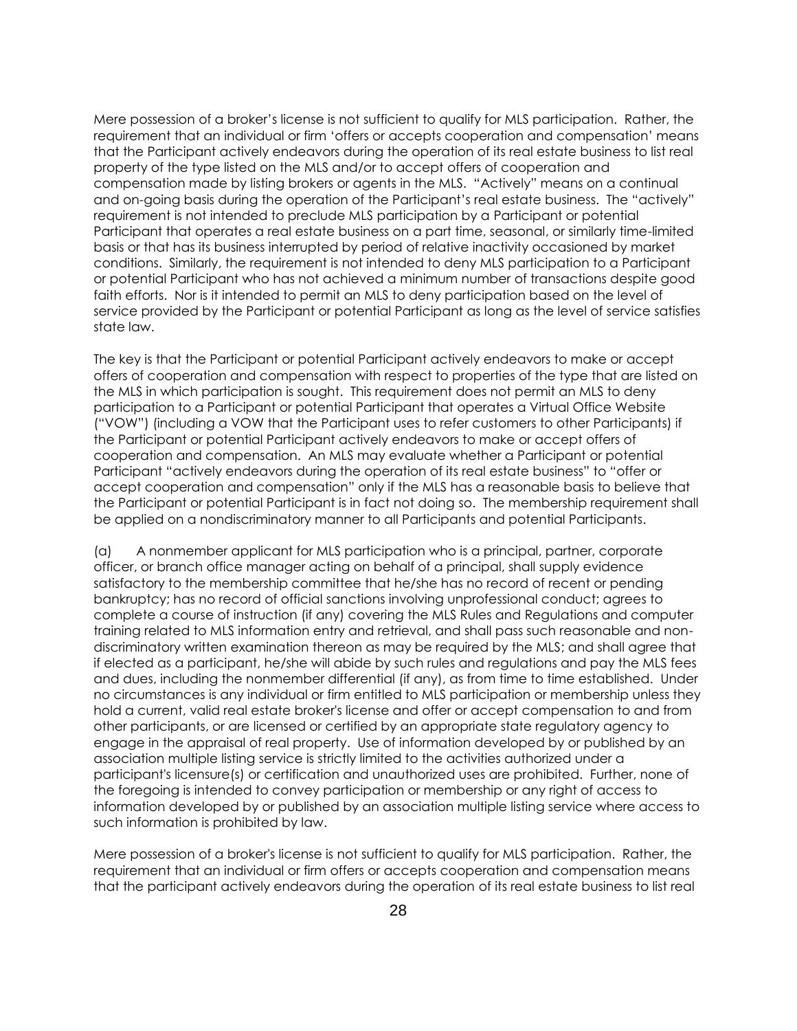Mere possession of a broker's license is not sufficient to qualify for MLS participation. Rather, the requirement that an individual or firm 'offers or accepts cooperation and compensation' means that the Participant actively endeavors during the operation of its real estate business to list real property of the type listed on the MLS and/or to accept offers of cooperation and compensation made by listing brokers or agents in the MLS. "Actively" means on a continual and on-going basis during the operation of the Participant's real estate business. The "actively" requirement is not intended to preclude MLS participation by a Participant or potential Participant that operates a real estate business on a part time, seasonal, or similarly time-limited basis or that has its business interrupted by period of relative inactivity occasioned by market conditions. Similarly, the requirement is not intended to deny MLS participation to a Participant or potential Participant who has not achieved a minimum number of transactions despite good faith efforts. Nor is it intended to permit an MLS to deny participation based on the level of service provided by the Participant or potential Participant as long as the level of service satisfies state law.

The key is that the Participant or potential Participant actively endeavors to make or accept offers of cooperation and compensation with respect to properties of the type that are listed on the MLS in which participation is sought. This requirement does not permit an MLS to deny participation to a Participant or potential Participant that operates a Virtual Office Website ("VOW") (including a VOW that the Participant uses to refer customers to other Participants) if the Participant or potential Participant actively endeavors to make or accept offers of cooperation and compensation. An MLS may evaluate whether a Participant or potential Participant "actively endeavors during the operation of its real estate business" to "offer or accept cooperation and compensation" only if the MLS has a reasonable basis to believe that the Participant or potential Participant is in fact not doing so. The membership requirement shall be applied on a nondiscriminatory manner to all Participants and potential Participants.

(a) A nonmember applicant for MLS participation who is a principal, partner, corporate officer, or branch office manager acting on behalf of a principal, shall supply evidence satisfactory to the membership committee that he/she has no record of recent or pending bankruptcy; has no record of official sanctions involving unprofessional conduct; agrees to complete a course of instruction (if any) covering the MLS Rules and Regulations and computer training related to MLS information entry and retrieval, and shall pass such reasonable and non-discriminatory written examination thereon as may be required by the MLS; and shall agree that if elected as a participant, he/she will abide by such rules and regulations and pay the MLS fees and dues, including the nonmember differential (if any), as from time to time established. Under no circumstances is any individual or firm entitled to MLS participation or membership unless they hold a current, valid real estate broker's license and offer or accept compensation to and from other participants, or are licensed or certified by an appropriate state regulatory agency to engage in the appraisal of real property. Use of information developed by or published by an association multiple listing service is strictly limited to the activities authorized under a participant's licensure(s) or certification and unauthorized uses are prohibited. Further, none of the foregoing is intended to convey participation or membership or any right of access to information developed by or published by an association multiple listing service where access to such information is prohibited by law.

Mere possession of a broker's license is not sufficient to qualify for MLS participation. Rather, the requirement that an individual or firm offers or accepts cooperation and compensation means that the participant actively endeavors during the operation of its real estate business to list real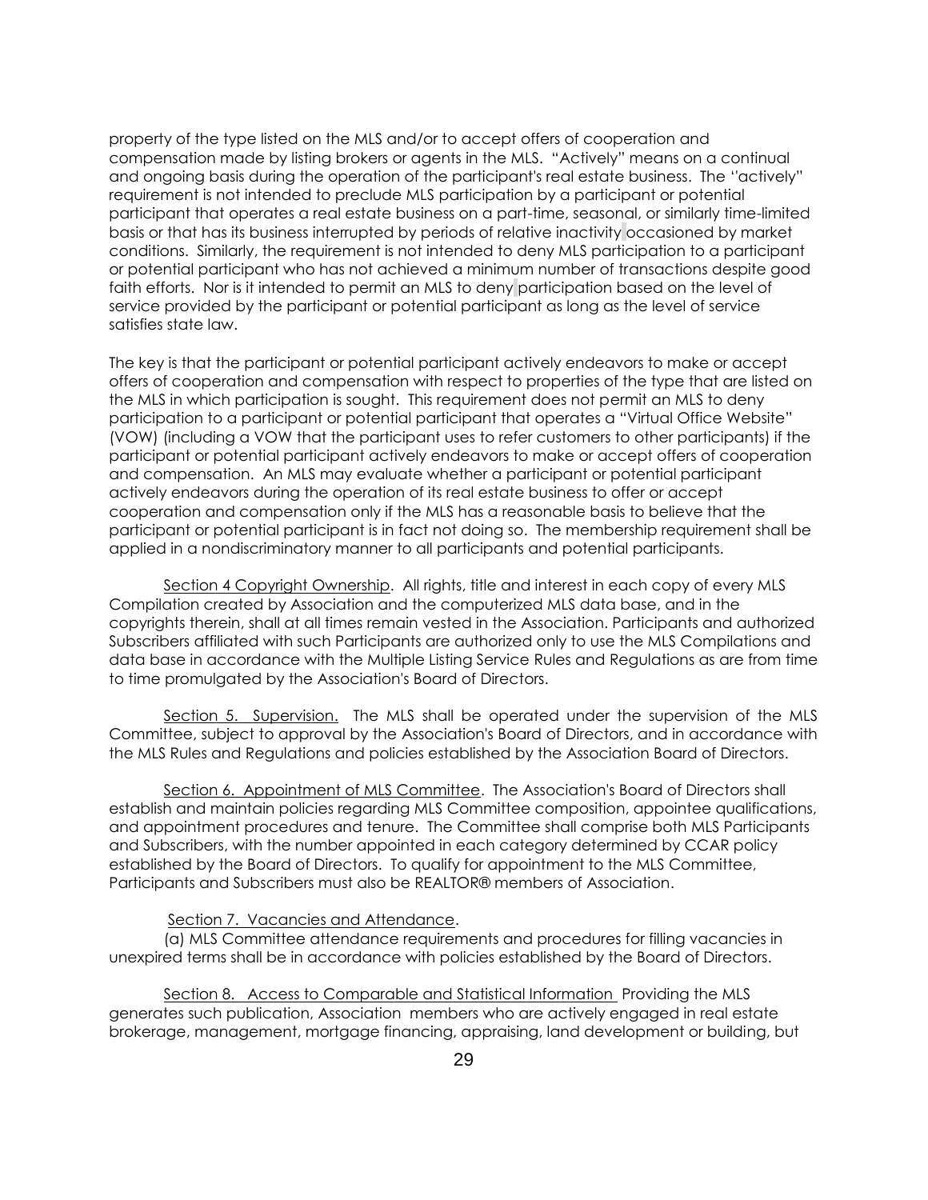property of the type listed on the MLS and/or to accept offers of cooperation and compensation made by listing brokers or agents in the MLS. "Actively" means on a continual and ongoing basis during the operation of the participant's real estate business. The ''actively" requirement is not intended to preclude MLS participation by a participant or potential participant that operates a real estate business on a part-time, seasonal, or similarly time-limited basis or that has its business interrupted by periods of relative inactivity occasioned by market conditions. Similarly, the requirement is not intended to deny MLS participation to a participant or potential participant who has not achieved a minimum number of transactions despite good faith efforts. Nor is it intended to permit an MLS to deny participation based on the level of service provided by the participant or potential participant as long as the level of service satisfies state law.

The key is that the participant or potential participant actively endeavors to make or accept offers of cooperation and compensation with respect to properties of the type that are listed on the MLS in which participation is sought. This requirement does not permit an MLS to deny participation to a participant or potential participant that operates a "Virtual Office Website" (VOW) (including a VOW that the participant uses to refer customers to other participants) if the participant or potential participant actively endeavors to make or accept offers of cooperation and compensation. An MLS may evaluate whether a participant or potential participant actively endeavors during the operation of its real estate business to offer or accept cooperation and compensation only if the MLS has a reasonable basis to believe that the participant or potential participant is in fact not doing so. The membership requirement shall be applied in a nondiscriminatory manner to all participants and potential participants.

Section 4 Copyright Ownership. All rights, title and interest in each copy of every MLS Compilation created by Association and the computerized MLS data base, and in the copyrights therein, shall at all times remain vested in the Association. Participants and authorized Subscribers affiliated with such Participants are authorized only to use the MLS Compilations and data base in accordance with the Multiple Listing Service Rules and Regulations as are from time to time promulgated by the Association's Board of Directors.

Section 5. Supervision. The MLS shall be operated under the supervision of the MLS Committee, subject to approval by the Association's Board of Directors, and in accordance with the MLS Rules and Regulations and policies established by the Association Board of Directors.

Section 6. Appointment of MLS Committee. The Association's Board of Directors shall establish and maintain policies regarding MLS Committee composition, appointee qualifications, and appointment procedures and tenure. The Committee shall comprise both MLS Participants and Subscribers, with the number appointed in each category determined by CCAR policy established by the Board of Directors. To qualify for appointment to the MLS Committee, Participants and Subscribers must also be REALTOR® members of Association.

Section 7. Vacancies and Attendance.

(a) MLS Committee attendance requirements and procedures for filling vacancies in unexpired terms shall be in accordance with policies established by the Board of Directors.

Section 8. Access to Comparable and Statistical Information Providing the MLS generates such publication, Association members who are actively engaged in real estate brokerage, management, mortgage financing, appraising, land development or building, but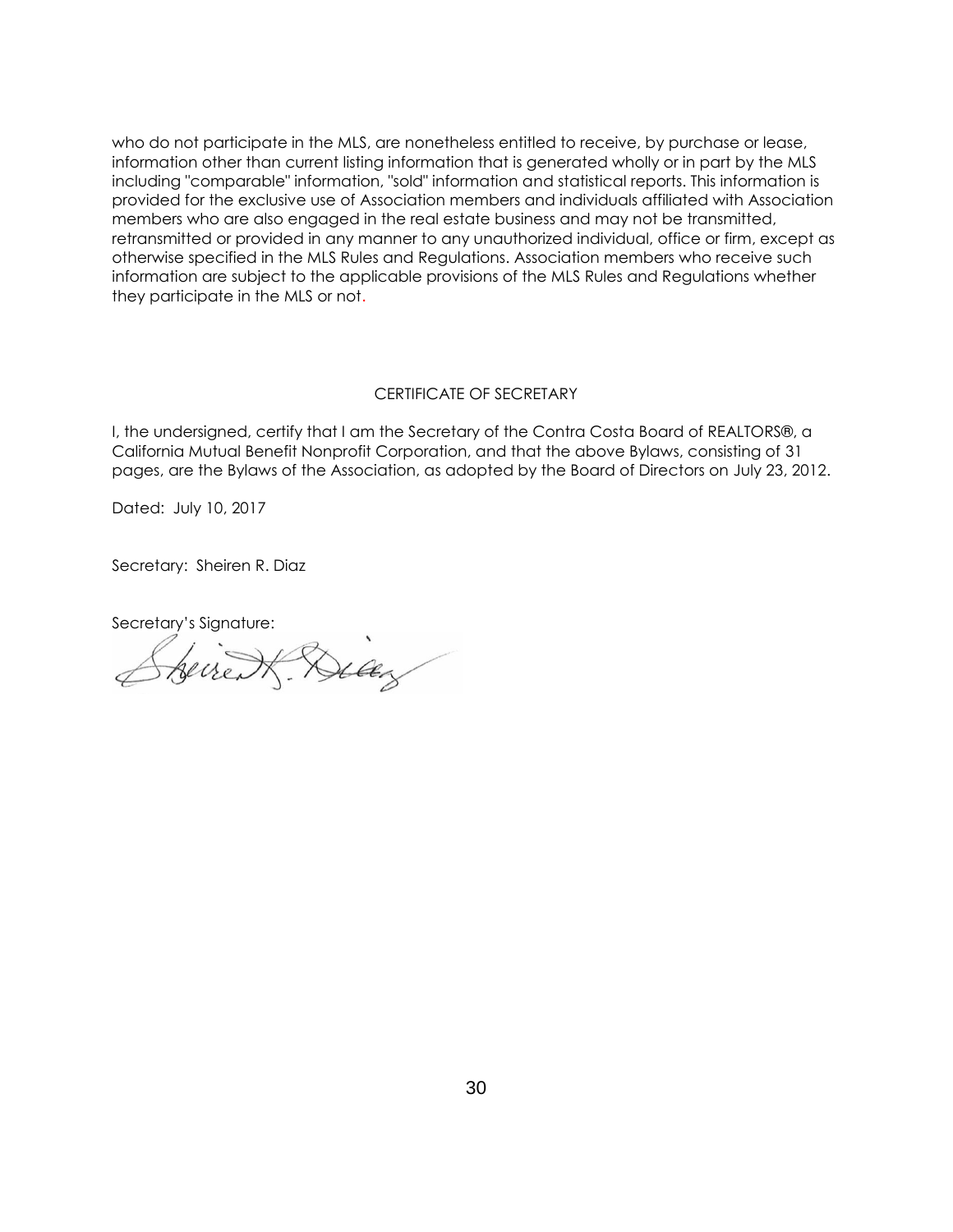who do not participate in the MLS, are nonetheless entitled to receive, by purchase or lease, information other than current listing information that is generated wholly or in part by the MLS including "comparable" information, "sold" information and statistical reports. This information is provided for the exclusive use of Association members and individuals affiliated with Association members who are also engaged in the real estate business and may not be transmitted, retransmitted or provided in any manner to any unauthorized individual, office or firm, except as otherwise specified in the MLS Rules and Regulations. Association members who receive such information are subject to the applicable provisions of the MLS Rules and Regulations whether they participate in the MLS or not.

## CERTIFICATE OF SECRETARY

I, the undersigned, certify that I am the Secretary of the Contra Costa Board of REALTORS®, a California Mutual Benefit Nonprofit Corporation, and that the above Bylaws, consisting of 31 pages, are the Bylaws of the Association, as adopted by the Board of Directors on July 23, 2012.

Dated: July 10, 2017

Secretary: Sheiren R. Diaz

Secretary's Signature: